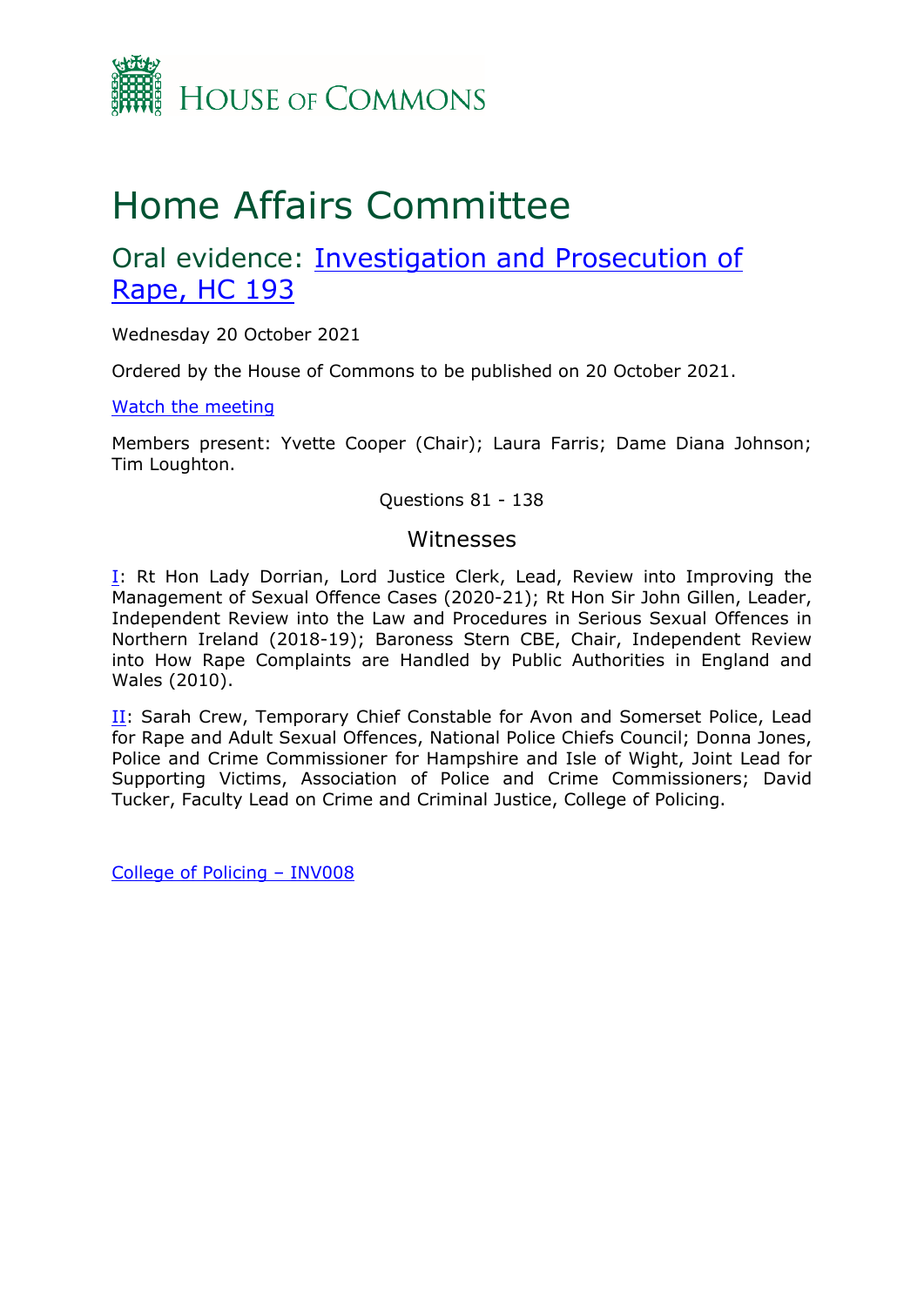HOUSE OF COMMONS

# Home Affairs Committee

## Oral evidence: [Investigation and Prosecution of Rape, HC 193]

Wednesday 20 October 2021

Ordered by the House of Commons to be published on 20 October 2021.

[Watch the meeting]

Members present: Yvette Cooper (Chair); Laura Farris; Dame Diana Johnson; Tim Loughton.

Questions 81 - 138

### Witnesses

[I]: Rt Hon Lady Dorrian, Lord Justice Clerk, Lead, Review into Improving the Management of Sexual Offence Cases (2020-21); Rt Hon Sir John Gillen, Leader, Independent Review into the Law and Procedures in Serious Sexual Offences in Northern Ireland (2018-19); Baroness Stern CBE, Chair, Independent Review into How Rape Complaints are Handled by Public Authorities in England and Wales (2010).

[II]: Sarah Crew, Temporary Chief Constable for Avon and Somerset Police, Lead for Rape and Adult Sexual Offences, National Police Chiefs Council; Donna Jones, Police and Crime Commissioner for Hampshire and Isle of Wight, Joint Lead for Supporting Victims, Association of Police and Crime Commissioners; David Tucker, Faculty Lead on Crime and Criminal Justice, College of Policing.

[College of Policing – INV008]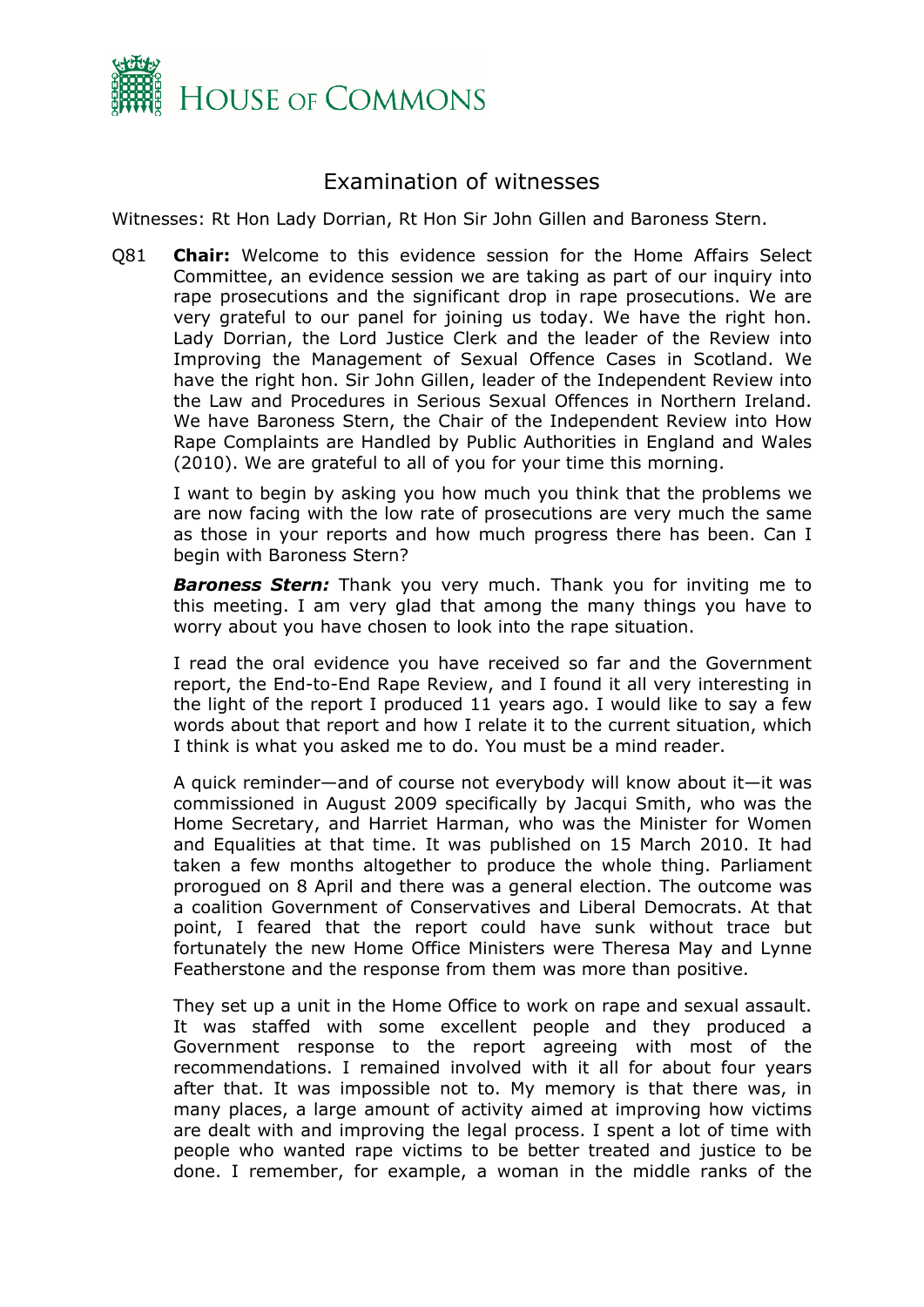# Examination of witnesses

Witnesses: Rt Hon Lady Dorrian, Rt Hon Sir John Gillen and Baroness Stern.

Q81 **Chair:** Welcome to this evidence session for the Home Affairs Select Committee, an evidence session we are taking as part of our inquiry into rape prosecutions and the significant drop in rape prosecutions. We are very grateful to our panel for joining us today. We have the right hon. Lady Dorrian, the Lord Justice Clerk and the leader of the Review into Improving the Management of Sexual Offence Cases in Scotland. We have the right hon. Sir John Gillen, leader of the Independent Review into the Law and Procedures in Serious Sexual Offences in Northern Ireland. We have Baroness Stern, the Chair of the Independent Review into How Rape Complaints are Handled by Public Authorities in England and Wales (2010). We are grateful to all of you for your time this morning.

I want to begin by asking you how much you think that the problems we are now facing with the low rate of prosecutions are very much the same as those in your reports and how much progress there has been. Can I begin with Baroness Stern?

***Baroness Stern:*** Thank you very much. Thank you for inviting me to this meeting. I am very glad that among the many things you have to worry about you have chosen to look into the rape situation.

I read the oral evidence you have received so far and the Government report, the End-to-End Rape Review, and I found it all very interesting in the light of the report I produced 11 years ago. I would like to say a few words about that report and how I relate it to the current situation, which I think is what you asked me to do. You must be a mind reader.

A quick reminder—and of course not everybody will know about it—it was commissioned in August 2009 specifically by Jacqui Smith, who was the Home Secretary, and Harriet Harman, who was the Minister for Women and Equalities at that time. It was published on 15 March 2010. It had taken a few months altogether to produce the whole thing. Parliament prorogued on 8 April and there was a general election. The outcome was a coalition Government of Conservatives and Liberal Democrats. At that point, I feared that the report could have sunk without trace but fortunately the new Home Office Ministers were Theresa May and Lynne Featherstone and the response from them was more than positive.

They set up a unit in the Home Office to work on rape and sexual assault. It was staffed with some excellent people and they produced a Government response to the report agreeing with most of the recommendations. I remained involved with it all for about four years after that. It was impossible not to. My memory is that there was, in many places, a large amount of activity aimed at improving how victims are dealt with and improving the legal process. I spent a lot of time with people who wanted rape victims to be better treated and justice to be done. I remember, for example, a woman in the middle ranks of the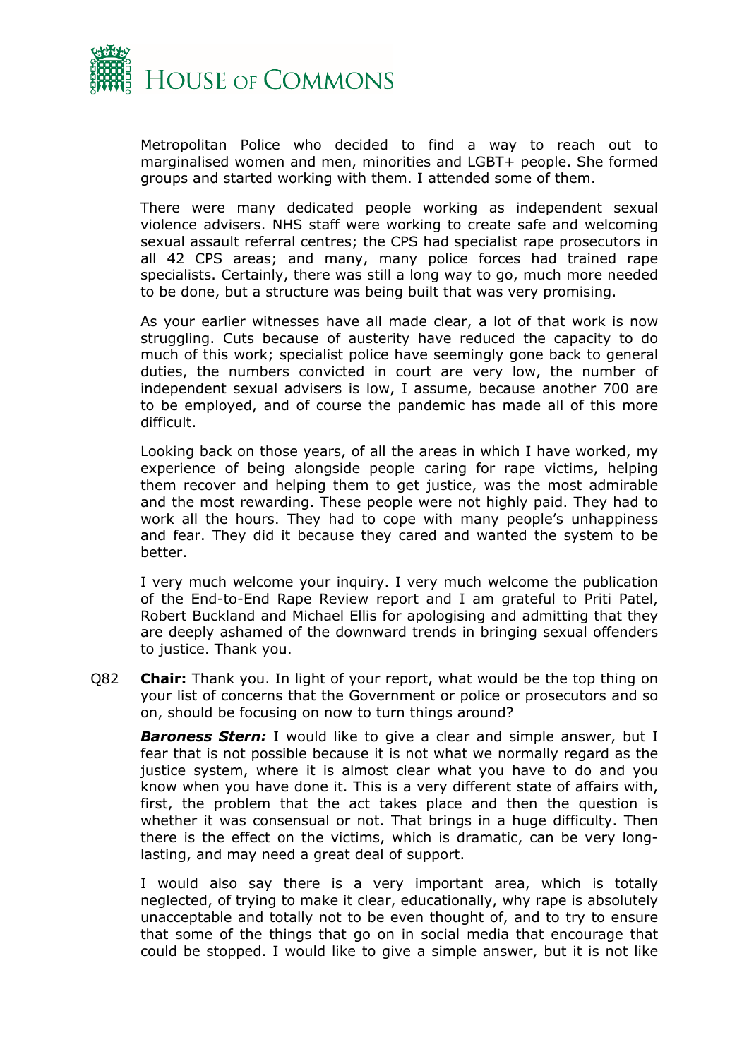Metropolitan Police who decided to find a way to reach out to marginalised women and men, minorities and LGBT+ people. She formed groups and started working with them. I attended some of them.

There were many dedicated people working as independent sexual violence advisers. NHS staff were working to create safe and welcoming sexual assault referral centres; the CPS had specialist rape prosecutors in all 42 CPS areas; and many, many police forces had trained rape specialists. Certainly, there was still a long way to go, much more needed to be done, but a structure was being built that was very promising.

As your earlier witnesses have all made clear, a lot of that work is now struggling. Cuts because of austerity have reduced the capacity to do much of this work; specialist police have seemingly gone back to general duties, the numbers convicted in court are very low, the number of independent sexual advisers is low, I assume, because another 700 are to be employed, and of course the pandemic has made all of this more difficult.

Looking back on those years, of all the areas in which I have worked, my experience of being alongside people caring for rape victims, helping them recover and helping them to get justice, was the most admirable and the most rewarding. These people were not highly paid. They had to work all the hours. They had to cope with many people's unhappiness and fear. They did it because they cared and wanted the system to be better.

I very much welcome your inquiry. I very much welcome the publication of the End-to-End Rape Review report and I am grateful to Priti Patel, Robert Buckland and Michael Ellis for apologising and admitting that they are deeply ashamed of the downward trends in bringing sexual offenders to justice. Thank you.

Q82 **Chair:** Thank you. In light of your report, what would be the top thing on your list of concerns that the Government or police or prosecutors and so on, should be focusing on now to turn things around?

***Baroness Stern:*** I would like to give a clear and simple answer, but I fear that is not possible because it is not what we normally regard as the justice system, where it is almost clear what you have to do and you know when you have done it. This is a very different state of affairs with, first, the problem that the act takes place and then the question is whether it was consensual or not. That brings in a huge difficulty. Then there is the effect on the victims, which is dramatic, can be very long-lasting, and may need a great deal of support.

I would also say there is a very important area, which is totally neglected, of trying to make it clear, educationally, why rape is absolutely unacceptable and totally not to be even thought of, and to try to ensure that some of the things that go on in social media that encourage that could be stopped. I would like to give a simple answer, but it is not like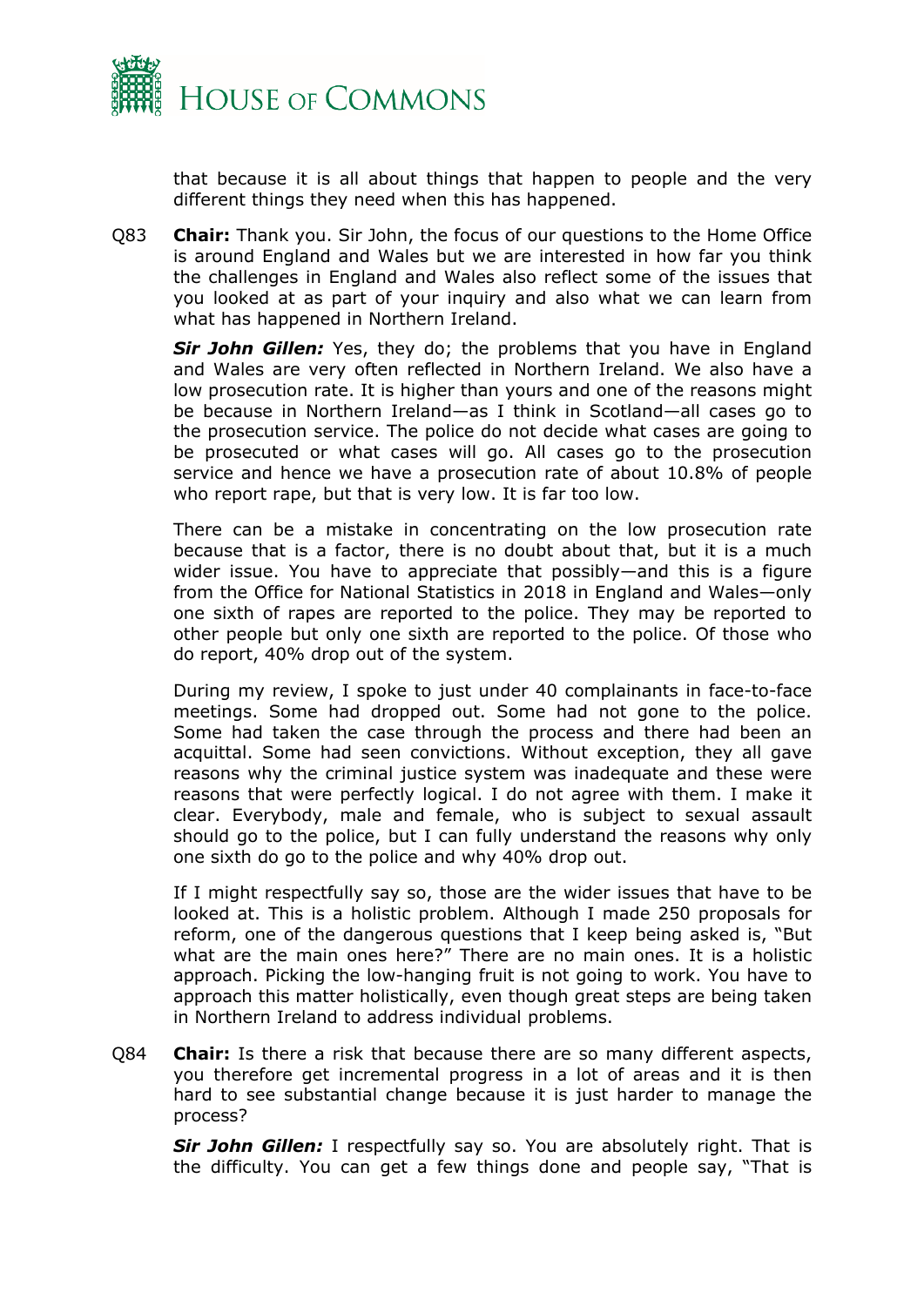that because it is all about things that happen to people and the very different things they need when this has happened.

Q83 **Chair:** Thank you. Sir John, the focus of our questions to the Home Office is around England and Wales but we are interested in how far you think the challenges in England and Wales also reflect some of the issues that you looked at as part of your inquiry and also what we can learn from what has happened in Northern Ireland.

***Sir John Gillen:*** Yes, they do; the problems that you have in England and Wales are very often reflected in Northern Ireland. We also have a low prosecution rate. It is higher than yours and one of the reasons might be because in Northern Ireland—as I think in Scotland—all cases go to the prosecution service. The police do not decide what cases are going to be prosecuted or what cases will go. All cases go to the prosecution service and hence we have a prosecution rate of about 10.8% of people who report rape, but that is very low. It is far too low.

There can be a mistake in concentrating on the low prosecution rate because that is a factor, there is no doubt about that, but it is a much wider issue. You have to appreciate that possibly—and this is a figure from the Office for National Statistics in 2018 in England and Wales—only one sixth of rapes are reported to the police. They may be reported to other people but only one sixth are reported to the police. Of those who do report, 40% drop out of the system.

During my review, I spoke to just under 40 complainants in face-to-face meetings. Some had dropped out. Some had not gone to the police. Some had taken the case through the process and there had been an acquittal. Some had seen convictions. Without exception, they all gave reasons why the criminal justice system was inadequate and these were reasons that were perfectly logical. I do not agree with them. I make it clear. Everybody, male and female, who is subject to sexual assault should go to the police, but I can fully understand the reasons why only one sixth do go to the police and why 40% drop out.

If I might respectfully say so, those are the wider issues that have to be looked at. This is a holistic problem. Although I made 250 proposals for reform, one of the dangerous questions that I keep being asked is, "But what are the main ones here?" There are no main ones. It is a holistic approach. Picking the low-hanging fruit is not going to work. You have to approach this matter holistically, even though great steps are being taken in Northern Ireland to address individual problems.

Q84 **Chair:** Is there a risk that because there are so many different aspects, you therefore get incremental progress in a lot of areas and it is then hard to see substantial change because it is just harder to manage the process?

***Sir John Gillen:*** I respectfully say so. You are absolutely right. That is the difficulty. You can get a few things done and people say, "That is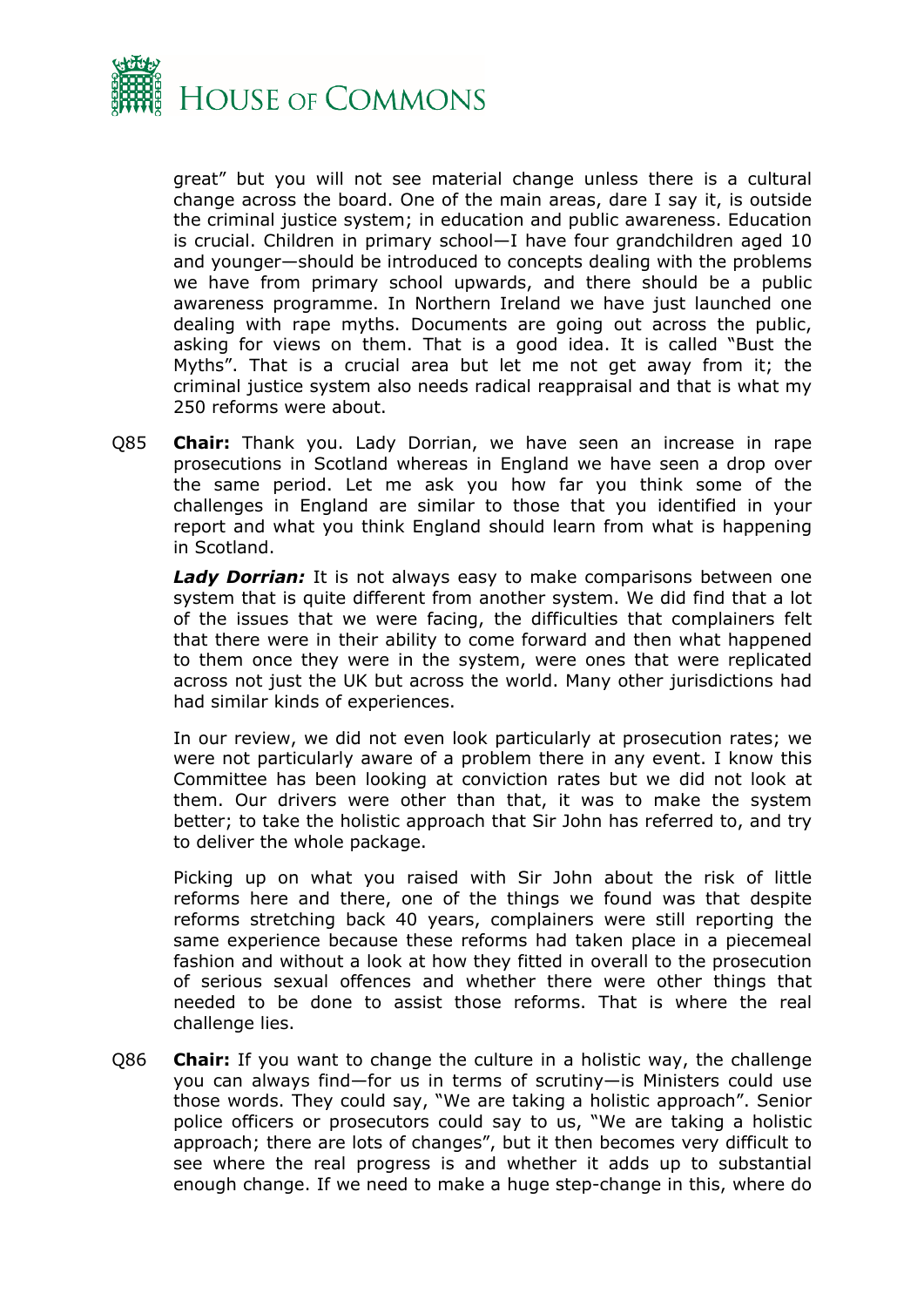great" but you will not see material change unless there is a cultural change across the board. One of the main areas, dare I say it, is outside the criminal justice system; in education and public awareness. Education is crucial. Children in primary school—I have four grandchildren aged 10 and younger—should be introduced to concepts dealing with the problems we have from primary school upwards, and there should be a public awareness programme. In Northern Ireland we have just launched one dealing with rape myths. Documents are going out across the public, asking for views on them. That is a good idea. It is called "Bust the Myths". That is a crucial area but let me not get away from it; the criminal justice system also needs radical reappraisal and that is what my 250 reforms were about.

Q85 **Chair:** Thank you. Lady Dorrian, we have seen an increase in rape prosecutions in Scotland whereas in England we have seen a drop over the same period. Let me ask you how far you think some of the challenges in England are similar to those that you identified in your report and what you think England should learn from what is happening in Scotland.

***Lady Dorrian:*** It is not always easy to make comparisons between one system that is quite different from another system. We did find that a lot of the issues that we were facing, the difficulties that complainers felt that there were in their ability to come forward and then what happened to them once they were in the system, were ones that were replicated across not just the UK but across the world. Many other jurisdictions had had similar kinds of experiences.

In our review, we did not even look particularly at prosecution rates; we were not particularly aware of a problem there in any event. I know this Committee has been looking at conviction rates but we did not look at them. Our drivers were other than that, it was to make the system better; to take the holistic approach that Sir John has referred to, and try to deliver the whole package.

Picking up on what you raised with Sir John about the risk of little reforms here and there, one of the things we found was that despite reforms stretching back 40 years, complainers were still reporting the same experience because these reforms had taken place in a piecemeal fashion and without a look at how they fitted in overall to the prosecution of serious sexual offences and whether there were other things that needed to be done to assist those reforms. That is where the real challenge lies.

Q86 **Chair:** If you want to change the culture in a holistic way, the challenge you can always find—for us in terms of scrutiny—is Ministers could use those words. They could say, "We are taking a holistic approach". Senior police officers or prosecutors could say to us, "We are taking a holistic approach; there are lots of changes", but it then becomes very difficult to see where the real progress is and whether it adds up to substantial enough change. If we need to make a huge step-change in this, where do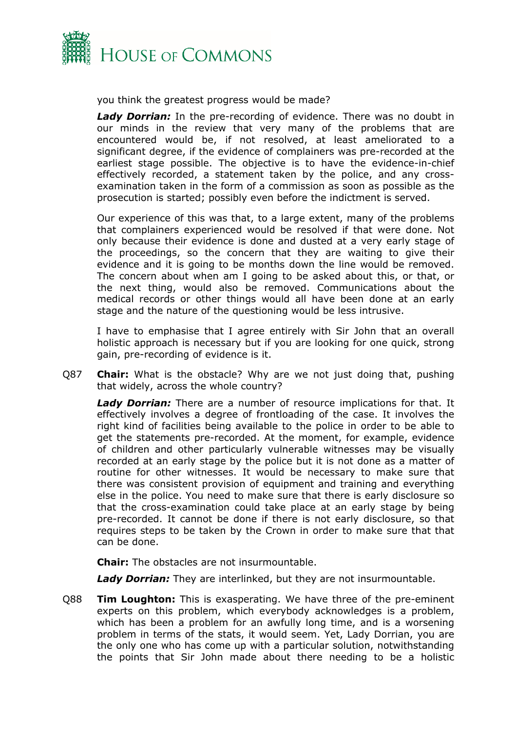you think the greatest progress would be made?

***Lady Dorrian:*** In the pre-recording of evidence. There was no doubt in our minds in the review that very many of the problems that are encountered would be, if not resolved, at least ameliorated to a significant degree, if the evidence of complainers was pre-recorded at the earliest stage possible. The objective is to have the evidence-in-chief effectively recorded, a statement taken by the police, and any cross-examination taken in the form of a commission as soon as possible as the prosecution is started; possibly even before the indictment is served.

Our experience of this was that, to a large extent, many of the problems that complainers experienced would be resolved if that were done. Not only because their evidence is done and dusted at a very early stage of the proceedings, so the concern that they are waiting to give their evidence and it is going to be months down the line would be removed. The concern about when am I going to be asked about this, or that, or the next thing, would also be removed. Communications about the medical records or other things would all have been done at an early stage and the nature of the questioning would be less intrusive.

I have to emphasise that I agree entirely with Sir John that an overall holistic approach is necessary but if you are looking for one quick, strong gain, pre-recording of evidence is it.

Q87 **Chair:** What is the obstacle? Why are we not just doing that, pushing that widely, across the whole country?

***Lady Dorrian:*** There are a number of resource implications for that. It effectively involves a degree of frontloading of the case. It involves the right kind of facilities being available to the police in order to be able to get the statements pre-recorded. At the moment, for example, evidence of children and other particularly vulnerable witnesses may be visually recorded at an early stage by the police but it is not done as a matter of routine for other witnesses. It would be necessary to make sure that there was consistent provision of equipment and training and everything else in the police. You need to make sure that there is early disclosure so that the cross-examination could take place at an early stage by being pre-recorded. It cannot be done if there is not early disclosure, so that requires steps to be taken by the Crown in order to make sure that that can be done.

**Chair:** The obstacles are not insurmountable.

***Lady Dorrian:*** They are interlinked, but they are not insurmountable.

Q88 **Tim Loughton:** This is exasperating. We have three of the pre-eminent experts on this problem, which everybody acknowledges is a problem, which has been a problem for an awfully long time, and is a worsening problem in terms of the stats, it would seem. Yet, Lady Dorrian, you are the only one who has come up with a particular solution, notwithstanding the points that Sir John made about there needing to be a holistic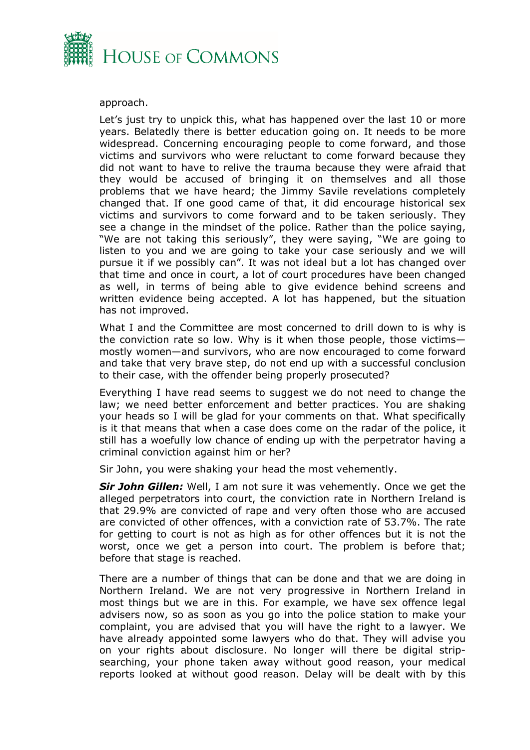approach.

Let's just try to unpick this, what has happened over the last 10 or more years. Belatedly there is better education going on. It needs to be more widespread. Concerning encouraging people to come forward, and those victims and survivors who were reluctant to come forward because they did not want to have to relive the trauma because they were afraid that they would be accused of bringing it on themselves and all those problems that we have heard; the Jimmy Savile revelations completely changed that. If one good came of that, it did encourage historical sex victims and survivors to come forward and to be taken seriously. They see a change in the mindset of the police. Rather than the police saying, "We are not taking this seriously", they were saying, "We are going to listen to you and we are going to take your case seriously and we will pursue it if we possibly can". It was not ideal but a lot has changed over that time and once in court, a lot of court procedures have been changed as well, in terms of being able to give evidence behind screens and written evidence being accepted. A lot has happened, but the situation has not improved.

What I and the Committee are most concerned to drill down to is why is the conviction rate so low. Why is it when those people, those victims—mostly women—and survivors, who are now encouraged to come forward and take that very brave step, do not end up with a successful conclusion to their case, with the offender being properly prosecuted?

Everything I have read seems to suggest we do not need to change the law; we need better enforcement and better practices. You are shaking your heads so I will be glad for your comments on that. What specifically is it that means that when a case does come on the radar of the police, it still has a woefully low chance of ending up with the perpetrator having a criminal conviction against him or her?

Sir John, you were shaking your head the most vehemently.

***Sir John Gillen:*** Well, I am not sure it was vehemently. Once we get the alleged perpetrators into court, the conviction rate in Northern Ireland is that 29.9% are convicted of rape and very often those who are accused are convicted of other offences, with a conviction rate of 53.7%. The rate for getting to court is not as high as for other offences but it is not the worst, once we get a person into court. The problem is before that; before that stage is reached.

There are a number of things that can be done and that we are doing in Northern Ireland. We are not very progressive in Northern Ireland in most things but we are in this. For example, we have sex offence legal advisers now, so as soon as you go into the police station to make your complaint, you are advised that you will have the right to a lawyer. We have already appointed some lawyers who do that. They will advise you on your rights about disclosure. No longer will there be digital strip-searching, your phone taken away without good reason, your medical reports looked at without good reason. Delay will be dealt with by this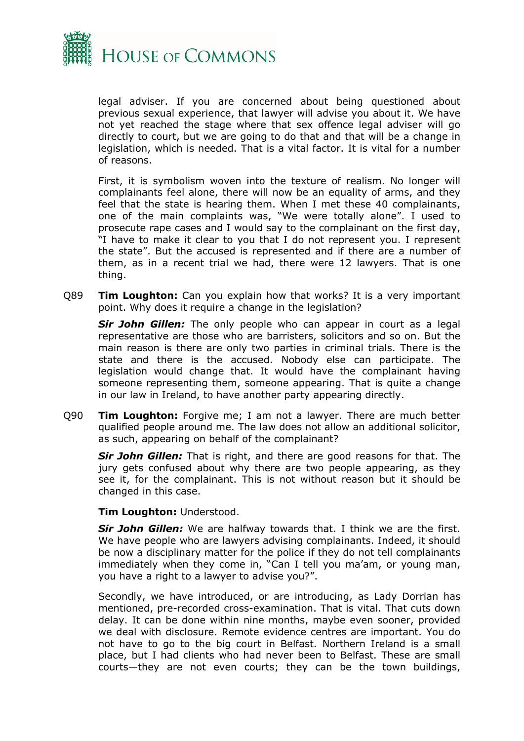legal adviser. If you are concerned about being questioned about previous sexual experience, that lawyer will advise you about it. We have not yet reached the stage where that sex offence legal adviser will go directly to court, but we are going to do that and that will be a change in legislation, which is needed. That is a vital factor. It is vital for a number of reasons.

First, it is symbolism woven into the texture of realism. No longer will complainants feel alone, there will now be an equality of arms, and they feel that the state is hearing them. When I met these 40 complainants, one of the main complaints was, "We were totally alone". I used to prosecute rape cases and I would say to the complainant on the first day, "I have to make it clear to you that I do not represent you. I represent the state". But the accused is represented and if there are a number of them, as in a recent trial we had, there were 12 lawyers. That is one thing.

Q89 **Tim Loughton:** Can you explain how that works? It is a very important point. Why does it require a change in the legislation?

***Sir John Gillen:*** The only people who can appear in court as a legal representative are those who are barristers, solicitors and so on. But the main reason is there are only two parties in criminal trials. There is the state and there is the accused. Nobody else can participate. The legislation would change that. It would have the complainant having someone representing them, someone appearing. That is quite a change in our law in Ireland, to have another party appearing directly.

Q90 **Tim Loughton:** Forgive me; I am not a lawyer. There are much better qualified people around me. The law does not allow an additional solicitor, as such, appearing on behalf of the complainant?

***Sir John Gillen:*** That is right, and there are good reasons for that. The jury gets confused about why there are two people appearing, as they see it, for the complainant. This is not without reason but it should be changed in this case.

**Tim Loughton:** Understood.

***Sir John Gillen:*** We are halfway towards that. I think we are the first. We have people who are lawyers advising complainants. Indeed, it should be now a disciplinary matter for the police if they do not tell complainants immediately when they come in, "Can I tell you ma'am, or young man, you have a right to a lawyer to advise you?".

Secondly, we have introduced, or are introducing, as Lady Dorrian has mentioned, pre-recorded cross-examination. That is vital. That cuts down delay. It can be done within nine months, maybe even sooner, provided we deal with disclosure. Remote evidence centres are important. You do not have to go to the big court in Belfast. Northern Ireland is a small place, but I had clients who had never been to Belfast. These are small courts—they are not even courts; they can be the town buildings,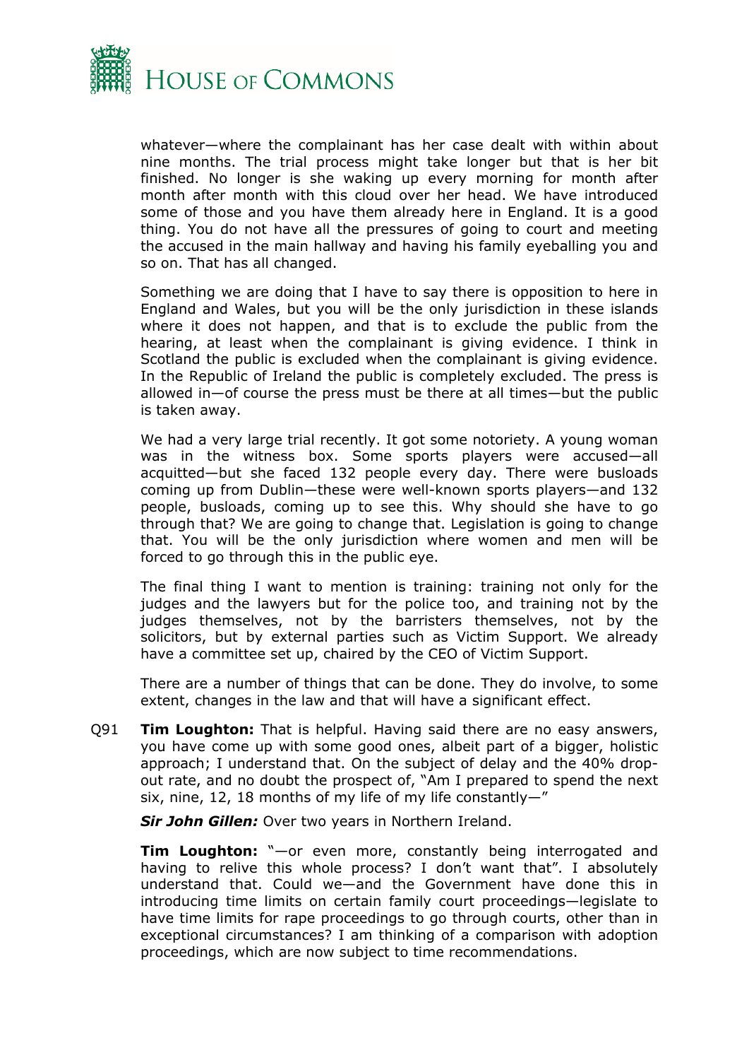whatever—where the complainant has her case dealt with within about nine months. The trial process might take longer but that is her bit finished. No longer is she waking up every morning for month after month after month with this cloud over her head. We have introduced some of those and you have them already here in England. It is a good thing. You do not have all the pressures of going to court and meeting the accused in the main hallway and having his family eyeballing you and so on. That has all changed.

Something we are doing that I have to say there is opposition to here in England and Wales, but you will be the only jurisdiction in these islands where it does not happen, and that is to exclude the public from the hearing, at least when the complainant is giving evidence. I think in Scotland the public is excluded when the complainant is giving evidence. In the Republic of Ireland the public is completely excluded. The press is allowed in—of course the press must be there at all times—but the public is taken away.

We had a very large trial recently. It got some notoriety. A young woman was in the witness box. Some sports players were accused—all acquitted—but she faced 132 people every day. There were busloads coming up from Dublin—these were well-known sports players—and 132 people, busloads, coming up to see this. Why should she have to go through that? We are going to change that. Legislation is going to change that. You will be the only jurisdiction where women and men will be forced to go through this in the public eye.

The final thing I want to mention is training: training not only for the judges and the lawyers but for the police too, and training not by the judges themselves, not by the barristers themselves, not by the solicitors, but by external parties such as Victim Support. We already have a committee set up, chaired by the CEO of Victim Support.

There are a number of things that can be done. They do involve, to some extent, changes in the law and that will have a significant effect.

Q91 **Tim Loughton:** That is helpful. Having said there are no easy answers, you have come up with some good ones, albeit part of a bigger, holistic approach; I understand that. On the subject of delay and the 40% drop-out rate, and no doubt the prospect of, "Am I prepared to spend the next six, nine, 12, 18 months of my life of my life constantly—"

***Sir John Gillen:*** Over two years in Northern Ireland.

**Tim Loughton:** "—or even more, constantly being interrogated and having to relive this whole process? I don't want that". I absolutely understand that. Could we—and the Government have done this in introducing time limits on certain family court proceedings—legislate to have time limits for rape proceedings to go through courts, other than in exceptional circumstances? I am thinking of a comparison with adoption proceedings, which are now subject to time recommendations.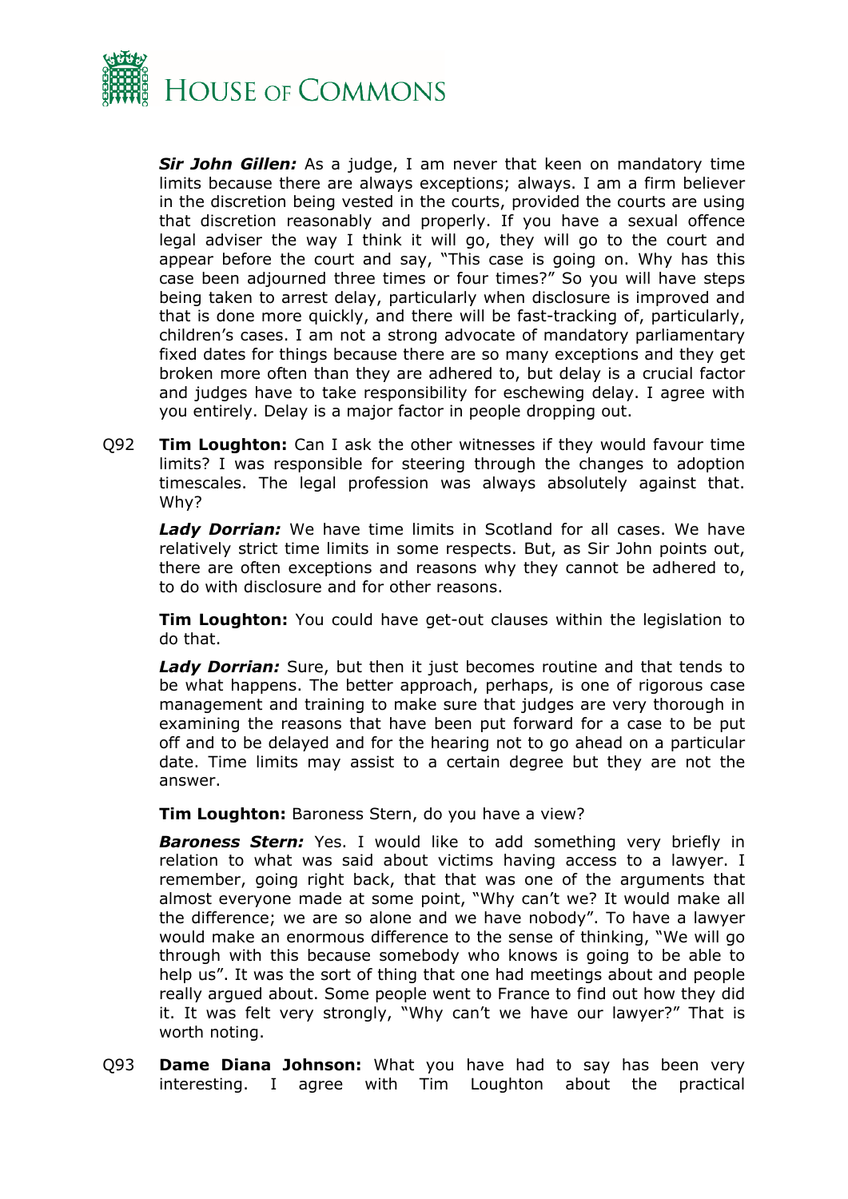***Sir John Gillen:*** As a judge, I am never that keen on mandatory time limits because there are always exceptions; always. I am a firm believer in the discretion being vested in the courts, provided the courts are using that discretion reasonably and properly. If you have a sexual offence legal adviser the way I think it will go, they will go to the court and appear before the court and say, "This case is going on. Why has this case been adjourned three times or four times?" So you will have steps being taken to arrest delay, particularly when disclosure is improved and that is done more quickly, and there will be fast-tracking of, particularly, children's cases. I am not a strong advocate of mandatory parliamentary fixed dates for things because there are so many exceptions and they get broken more often than they are adhered to, but delay is a crucial factor and judges have to take responsibility for eschewing delay. I agree with you entirely. Delay is a major factor in people dropping out.

Q92 **Tim Loughton:** Can I ask the other witnesses if they would favour time limits? I was responsible for steering through the changes to adoption timescales. The legal profession was always absolutely against that. Why?

***Lady Dorrian:*** We have time limits in Scotland for all cases. We have relatively strict time limits in some respects. But, as Sir John points out, there are often exceptions and reasons why they cannot be adhered to, to do with disclosure and for other reasons.

**Tim Loughton:** You could have get-out clauses within the legislation to do that.

***Lady Dorrian:*** Sure, but then it just becomes routine and that tends to be what happens. The better approach, perhaps, is one of rigorous case management and training to make sure that judges are very thorough in examining the reasons that have been put forward for a case to be put off and to be delayed and for the hearing not to go ahead on a particular date. Time limits may assist to a certain degree but they are not the answer.

**Tim Loughton:** Baroness Stern, do you have a view?

***Baroness Stern:*** Yes. I would like to add something very briefly in relation to what was said about victims having access to a lawyer. I remember, going right back, that that was one of the arguments that almost everyone made at some point, "Why can't we? It would make all the difference; we are so alone and we have nobody". To have a lawyer would make an enormous difference to the sense of thinking, "We will go through with this because somebody who knows is going to be able to help us". It was the sort of thing that one had meetings about and people really argued about. Some people went to France to find out how they did it. It was felt very strongly, "Why can't we have our lawyer?" That is worth noting.

Q93 **Dame Diana Johnson:** What you have had to say has been very interesting. I agree with Tim Loughton about the practical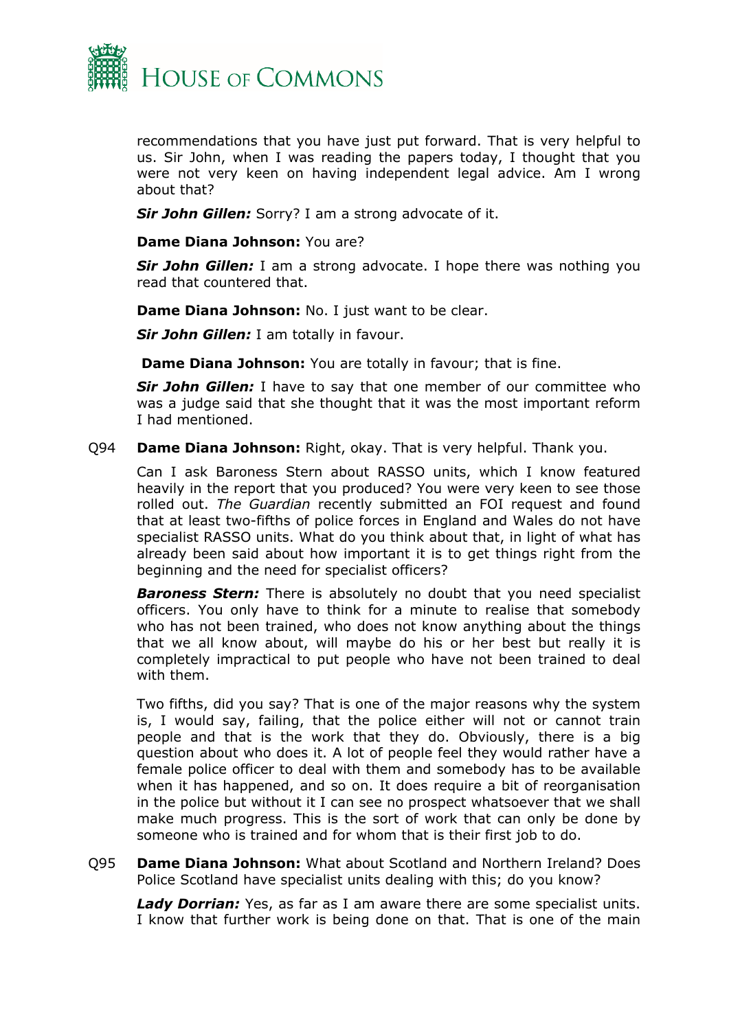recommendations that you have just put forward. That is very helpful to us. Sir John, when I was reading the papers today, I thought that you were not very keen on having independent legal advice. Am I wrong about that?

***Sir John Gillen:*** Sorry? I am a strong advocate of it.

**Dame Diana Johnson:** You are?

***Sir John Gillen:*** I am a strong advocate. I hope there was nothing you read that countered that.

**Dame Diana Johnson:** No. I just want to be clear.

***Sir John Gillen:*** I am totally in favour.

**Dame Diana Johnson:** You are totally in favour; that is fine.

***Sir John Gillen:*** I have to say that one member of our committee who was a judge said that she thought that it was the most important reform I had mentioned.

Q94 **Dame Diana Johnson:** Right, okay. That is very helpful. Thank you.

Can I ask Baroness Stern about RASSO units, which I know featured heavily in the report that you produced? You were very keen to see those rolled out. *The Guardian* recently submitted an FOI request and found that at least two-fifths of police forces in England and Wales do not have specialist RASSO units. What do you think about that, in light of what has already been said about how important it is to get things right from the beginning and the need for specialist officers?

***Baroness Stern:*** There is absolutely no doubt that you need specialist officers. You only have to think for a minute to realise that somebody who has not been trained, who does not know anything about the things that we all know about, will maybe do his or her best but really it is completely impractical to put people who have not been trained to deal with them.

Two fifths, did you say? That is one of the major reasons why the system is, I would say, failing, that the police either will not or cannot train people and that is the work that they do. Obviously, there is a big question about who does it. A lot of people feel they would rather have a female police officer to deal with them and somebody has to be available when it has happened, and so on. It does require a bit of reorganisation in the police but without it I can see no prospect whatsoever that we shall make much progress. This is the sort of work that can only be done by someone who is trained and for whom that is their first job to do.

Q95 **Dame Diana Johnson:** What about Scotland and Northern Ireland? Does Police Scotland have specialist units dealing with this; do you know?

***Lady Dorrian:*** Yes, as far as I am aware there are some specialist units. I know that further work is being done on that. That is one of the main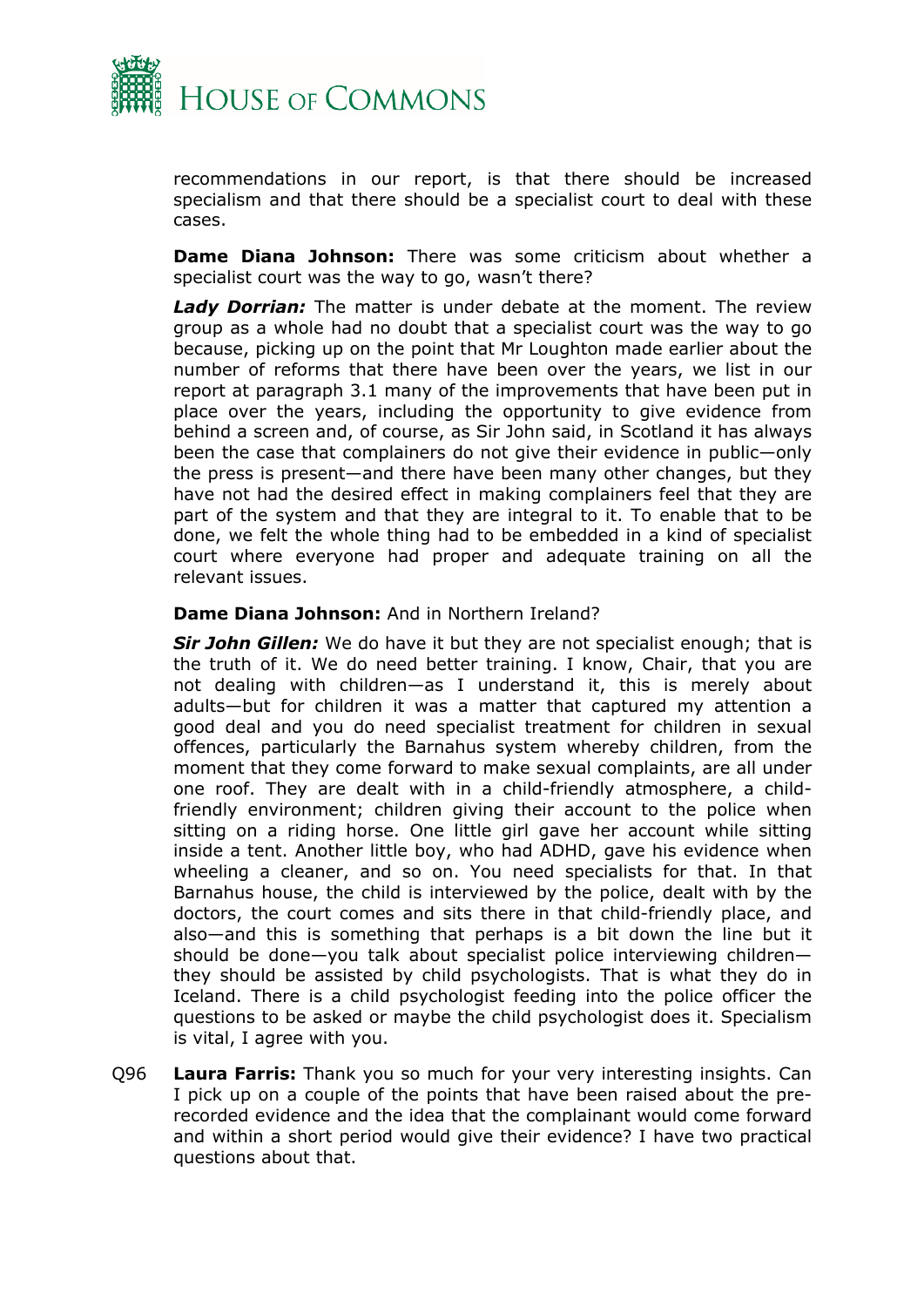recommendations in our report, is that there should be increased specialism and that there should be a specialist court to deal with these cases.

**Dame Diana Johnson:** There was some criticism about whether a specialist court was the way to go, wasn't there?

***Lady Dorrian:*** The matter is under debate at the moment. The review group as a whole had no doubt that a specialist court was the way to go because, picking up on the point that Mr Loughton made earlier about the number of reforms that there have been over the years, we list in our report at paragraph 3.1 many of the improvements that have been put in place over the years, including the opportunity to give evidence from behind a screen and, of course, as Sir John said, in Scotland it has always been the case that complainers do not give their evidence in public—only the press is present—and there have been many other changes, but they have not had the desired effect in making complainers feel that they are part of the system and that they are integral to it. To enable that to be done, we felt the whole thing had to be embedded in a kind of specialist court where everyone had proper and adequate training on all the relevant issues.

**Dame Diana Johnson:** And in Northern Ireland?

***Sir John Gillen:*** We do have it but they are not specialist enough; that is the truth of it. We do need better training. I know, Chair, that you are not dealing with children—as I understand it, this is merely about adults—but for children it was a matter that captured my attention a good deal and you do need specialist treatment for children in sexual offences, particularly the Barnahus system whereby children, from the moment that they come forward to make sexual complaints, are all under one roof. They are dealt with in a child-friendly atmosphere, a child-friendly environment; children giving their account to the police when sitting on a riding horse. One little girl gave her account while sitting inside a tent. Another little boy, who had ADHD, gave his evidence when wheeling a cleaner, and so on. You need specialists for that. In that Barnahus house, the child is interviewed by the police, dealt with by the doctors, the court comes and sits there in that child-friendly place, and also—and this is something that perhaps is a bit down the line but it should be done—you talk about specialist police interviewing children—they should be assisted by child psychologists. That is what they do in Iceland. There is a child psychologist feeding into the police officer the questions to be asked or maybe the child psychologist does it. Specialism is vital, I agree with you.

Q96 **Laura Farris:** Thank you so much for your very interesting insights. Can I pick up on a couple of the points that have been raised about the pre-recorded evidence and the idea that the complainant would come forward and within a short period would give their evidence? I have two practical questions about that.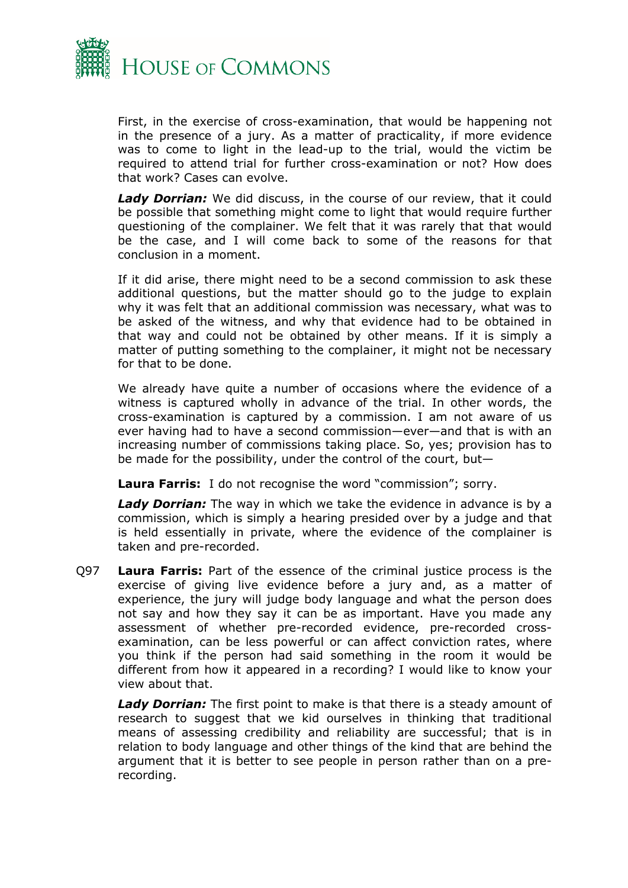First, in the exercise of cross-examination, that would be happening not in the presence of a jury. As a matter of practicality, if more evidence was to come to light in the lead-up to the trial, would the victim be required to attend trial for further cross-examination or not? How does that work? Cases can evolve.

***Lady Dorrian:*** We did discuss, in the course of our review, that it could be possible that something might come to light that would require further questioning of the complainer. We felt that it was rarely that that would be the case, and I will come back to some of the reasons for that conclusion in a moment.

If it did arise, there might need to be a second commission to ask these additional questions, but the matter should go to the judge to explain why it was felt that an additional commission was necessary, what was to be asked of the witness, and why that evidence had to be obtained in that way and could not be obtained by other means. If it is simply a matter of putting something to the complainer, it might not be necessary for that to be done.

We already have quite a number of occasions where the evidence of a witness is captured wholly in advance of the trial. In other words, the cross-examination is captured by a commission. I am not aware of us ever having had to have a second commission—ever—and that is with an increasing number of commissions taking place. So, yes; provision has to be made for the possibility, under the control of the court, but—

**Laura Farris:** I do not recognise the word "commission"; sorry.

***Lady Dorrian:*** The way in which we take the evidence in advance is by a commission, which is simply a hearing presided over by a judge and that is held essentially in private, where the evidence of the complainer is taken and pre-recorded.

Q97 **Laura Farris:** Part of the essence of the criminal justice process is the exercise of giving live evidence before a jury and, as a matter of experience, the jury will judge body language and what the person does not say and how they say it can be as important. Have you made any assessment of whether pre-recorded evidence, pre-recorded cross-examination, can be less powerful or can affect conviction rates, where you think if the person had said something in the room it would be different from how it appeared in a recording? I would like to know your view about that.

***Lady Dorrian:*** The first point to make is that there is a steady amount of research to suggest that we kid ourselves in thinking that traditional means of assessing credibility and reliability are successful; that is in relation to body language and other things of the kind that are behind the argument that it is better to see people in person rather than on a pre-recording.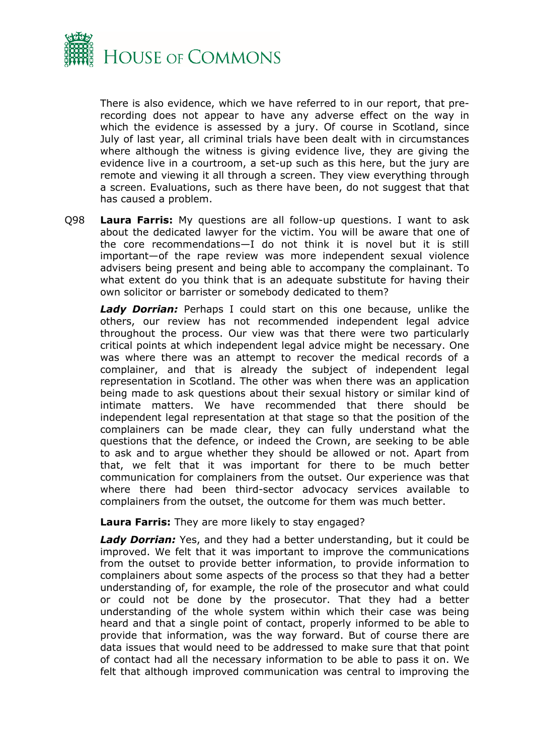There is also evidence, which we have referred to in our report, that pre-recording does not appear to have any adverse effect on the way in which the evidence is assessed by a jury. Of course in Scotland, since July of last year, all criminal trials have been dealt with in circumstances where although the witness is giving evidence live, they are giving the evidence live in a courtroom, a set-up such as this here, but the jury are remote and viewing it all through a screen. They view everything through a screen. Evaluations, such as there have been, do not suggest that that has caused a problem.

Q98 **Laura Farris:** My questions are all follow-up questions. I want to ask about the dedicated lawyer for the victim. You will be aware that one of the core recommendations—I do not think it is novel but it is still important—of the rape review was more independent sexual violence advisers being present and being able to accompany the complainant. To what extent do you think that is an adequate substitute for having their own solicitor or barrister or somebody dedicated to them?

***Lady Dorrian:*** Perhaps I could start on this one because, unlike the others, our review has not recommended independent legal advice throughout the process. Our view was that there were two particularly critical points at which independent legal advice might be necessary. One was where there was an attempt to recover the medical records of a complainer, and that is already the subject of independent legal representation in Scotland. The other was when there was an application being made to ask questions about their sexual history or similar kind of intimate matters. We have recommended that there should be independent legal representation at that stage so that the position of the complainers can be made clear, they can fully understand what the questions that the defence, or indeed the Crown, are seeking to be able to ask and to argue whether they should be allowed or not. Apart from that, we felt that it was important for there to be much better communication for complainers from the outset. Our experience was that where there had been third-sector advocacy services available to complainers from the outset, the outcome for them was much better.

**Laura Farris:** They are more likely to stay engaged?

***Lady Dorrian:*** Yes, and they had a better understanding, but it could be improved. We felt that it was important to improve the communications from the outset to provide better information, to provide information to complainers about some aspects of the process so that they had a better understanding of, for example, the role of the prosecutor and what could or could not be done by the prosecutor. That they had a better understanding of the whole system within which their case was being heard and that a single point of contact, properly informed to be able to provide that information, was the way forward. But of course there are data issues that would need to be addressed to make sure that that point of contact had all the necessary information to be able to pass it on. We felt that although improved communication was central to improving the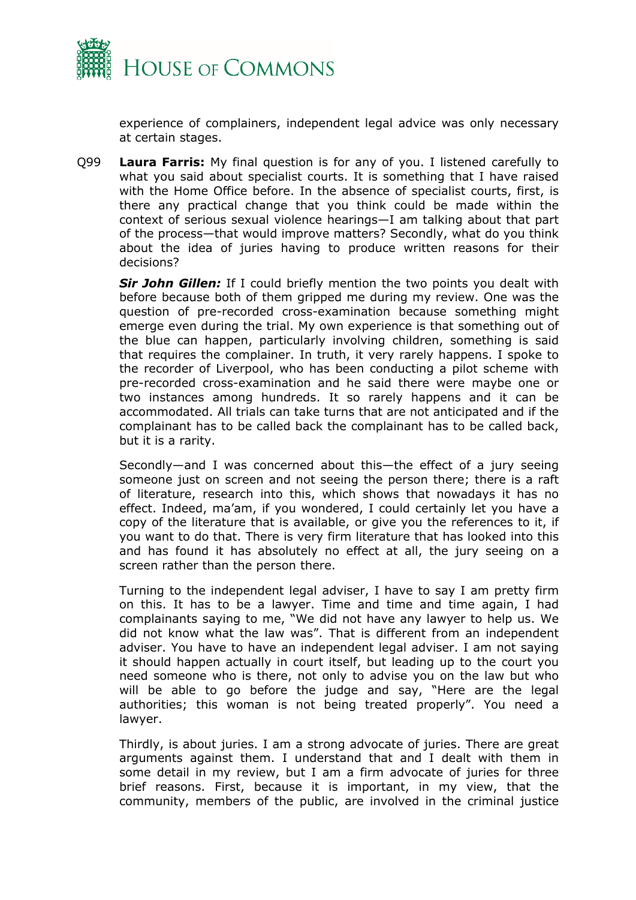experience of complainers, independent legal advice was only necessary at certain stages.

Q99 **Laura Farris:** My final question is for any of you. I listened carefully to what you said about specialist courts. It is something that I have raised with the Home Office before. In the absence of specialist courts, first, is there any practical change that you think could be made within the context of serious sexual violence hearings—I am talking about that part of the process—that would improve matters? Secondly, what do you think about the idea of juries having to produce written reasons for their decisions?

***Sir John Gillen:*** If I could briefly mention the two points you dealt with before because both of them gripped me during my review. One was the question of pre-recorded cross-examination because something might emerge even during the trial. My own experience is that something out of the blue can happen, particularly involving children, something is said that requires the complainer. In truth, it very rarely happens. I spoke to the recorder of Liverpool, who has been conducting a pilot scheme with pre-recorded cross-examination and he said there were maybe one or two instances among hundreds. It so rarely happens and it can be accommodated. All trials can take turns that are not anticipated and if the complainant has to be called back the complainant has to be called back, but it is a rarity.

Secondly—and I was concerned about this—the effect of a jury seeing someone just on screen and not seeing the person there; there is a raft of literature, research into this, which shows that nowadays it has no effect. Indeed, ma'am, if you wondered, I could certainly let you have a copy of the literature that is available, or give you the references to it, if you want to do that. There is very firm literature that has looked into this and has found it has absolutely no effect at all, the jury seeing on a screen rather than the person there.

Turning to the independent legal adviser, I have to say I am pretty firm on this. It has to be a lawyer. Time and time and time again, I had complainants saying to me, "We did not have any lawyer to help us. We did not know what the law was". That is different from an independent adviser. You have to have an independent legal adviser. I am not saying it should happen actually in court itself, but leading up to the court you need someone who is there, not only to advise you on the law but who will be able to go before the judge and say, "Here are the legal authorities; this woman is not being treated properly". You need a lawyer.

Thirdly, is about juries. I am a strong advocate of juries. There are great arguments against them. I understand that and I dealt with them in some detail in my review, but I am a firm advocate of juries for three brief reasons. First, because it is important, in my view, that the community, members of the public, are involved in the criminal justice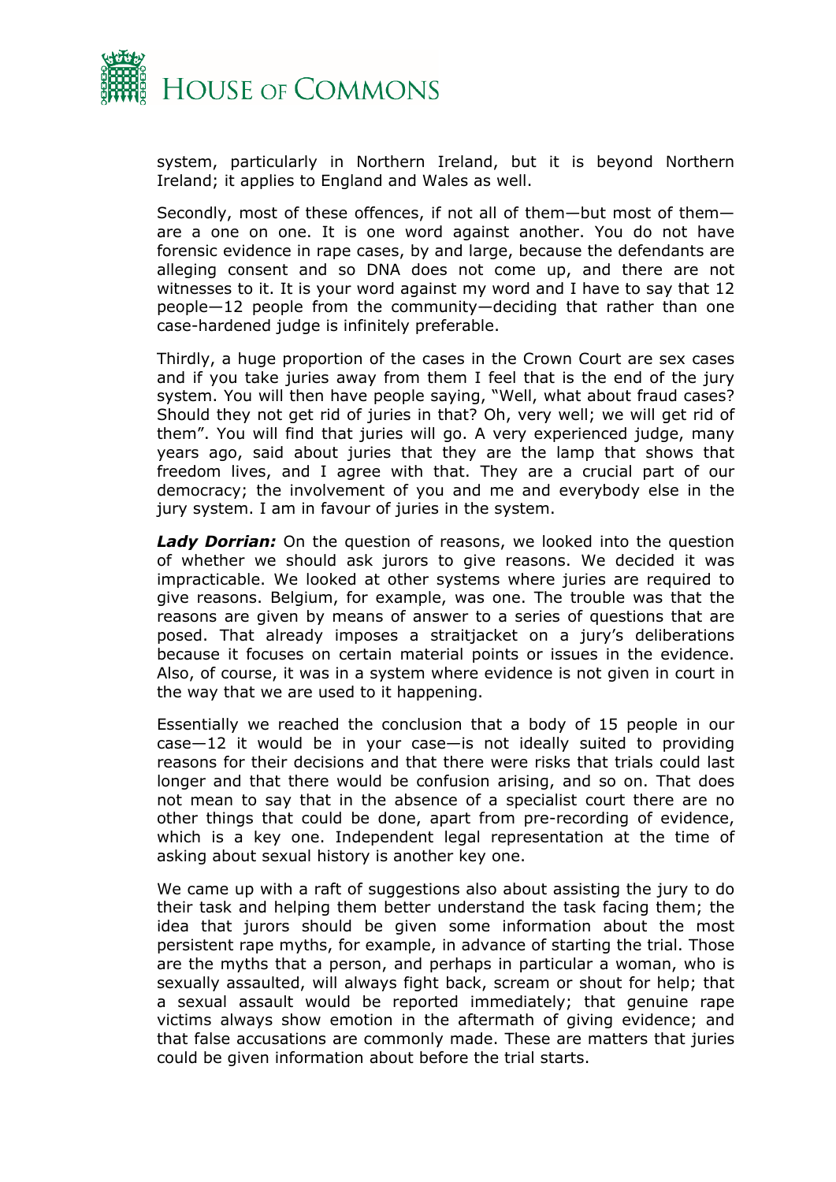system, particularly in Northern Ireland, but it is beyond Northern Ireland; it applies to England and Wales as well.

Secondly, most of these offences, if not all of them—but most of them—are a one on one. It is one word against another. You do not have forensic evidence in rape cases, by and large, because the defendants are alleging consent and so DNA does not come up, and there are not witnesses to it. It is your word against my word and I have to say that 12 people—12 people from the community—deciding that rather than one case-hardened judge is infinitely preferable.

Thirdly, a huge proportion of the cases in the Crown Court are sex cases and if you take juries away from them I feel that is the end of the jury system. You will then have people saying, "Well, what about fraud cases? Should they not get rid of juries in that? Oh, very well; we will get rid of them". You will find that juries will go. A very experienced judge, many years ago, said about juries that they are the lamp that shows that freedom lives, and I agree with that. They are a crucial part of our democracy; the involvement of you and me and everybody else in the jury system. I am in favour of juries in the system.

***Lady Dorrian:*** On the question of reasons, we looked into the question of whether we should ask jurors to give reasons. We decided it was impracticable. We looked at other systems where juries are required to give reasons. Belgium, for example, was one. The trouble was that the reasons are given by means of answer to a series of questions that are posed. That already imposes a straitjacket on a jury's deliberations because it focuses on certain material points or issues in the evidence. Also, of course, it was in a system where evidence is not given in court in the way that we are used to it happening.

Essentially we reached the conclusion that a body of 15 people in our case—12 it would be in your case—is not ideally suited to providing reasons for their decisions and that there were risks that trials could last longer and that there would be confusion arising, and so on. That does not mean to say that in the absence of a specialist court there are no other things that could be done, apart from pre-recording of evidence, which is a key one. Independent legal representation at the time of asking about sexual history is another key one.

We came up with a raft of suggestions also about assisting the jury to do their task and helping them better understand the task facing them; the idea that jurors should be given some information about the most persistent rape myths, for example, in advance of starting the trial. Those are the myths that a person, and perhaps in particular a woman, who is sexually assaulted, will always fight back, scream or shout for help; that a sexual assault would be reported immediately; that genuine rape victims always show emotion in the aftermath of giving evidence; and that false accusations are commonly made. These are matters that juries could be given information about before the trial starts.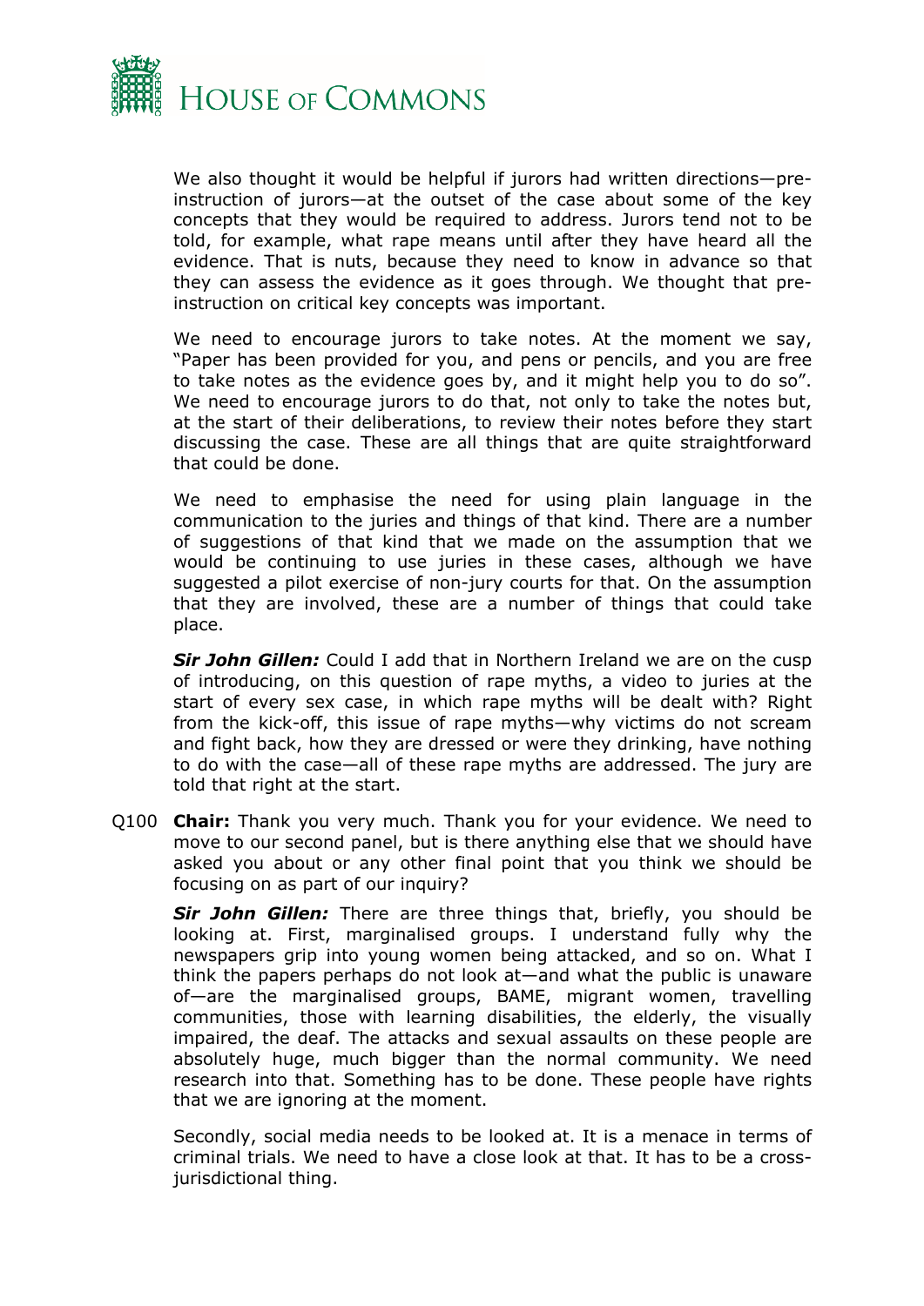We also thought it would be helpful if jurors had written directions—pre-instruction of jurors—at the outset of the case about some of the key concepts that they would be required to address. Jurors tend not to be told, for example, what rape means until after they have heard all the evidence. That is nuts, because they need to know in advance so that they can assess the evidence as it goes through. We thought that pre-instruction on critical key concepts was important.

We need to encourage jurors to take notes. At the moment we say, "Paper has been provided for you, and pens or pencils, and you are free to take notes as the evidence goes by, and it might help you to do so". We need to encourage jurors to do that, not only to take the notes but, at the start of their deliberations, to review their notes before they start discussing the case. These are all things that are quite straightforward that could be done.

We need to emphasise the need for using plain language in the communication to the juries and things of that kind. There are a number of suggestions of that kind that we made on the assumption that we would be continuing to use juries in these cases, although we have suggested a pilot exercise of non-jury courts for that. On the assumption that they are involved, these are a number of things that could take place.

***Sir John Gillen:*** Could I add that in Northern Ireland we are on the cusp of introducing, on this question of rape myths, a video to juries at the start of every sex case, in which rape myths will be dealt with? Right from the kick-off, this issue of rape myths—why victims do not scream and fight back, how they are dressed or were they drinking, have nothing to do with the case—all of these rape myths are addressed. The jury are told that right at the start.

Q100 **Chair:** Thank you very much. Thank you for your evidence. We need to move to our second panel, but is there anything else that we should have asked you about or any other final point that you think we should be focusing on as part of our inquiry?

***Sir John Gillen:*** There are three things that, briefly, you should be looking at. First, marginalised groups. I understand fully why the newspapers grip into young women being attacked, and so on. What I think the papers perhaps do not look at—and what the public is unaware of—are the marginalised groups, BAME, migrant women, travelling communities, those with learning disabilities, the elderly, the visually impaired, the deaf. The attacks and sexual assaults on these people are absolutely huge, much bigger than the normal community. We need research into that. Something has to be done. These people have rights that we are ignoring at the moment.

Secondly, social media needs to be looked at. It is a menace in terms of criminal trials. We need to have a close look at that. It has to be a cross-jurisdictional thing.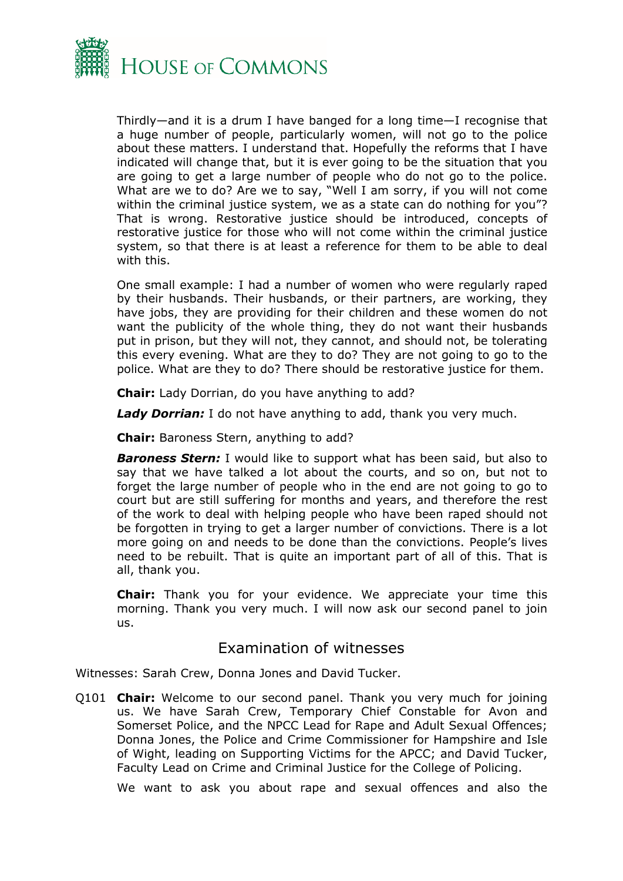Thirdly—and it is a drum I have banged for a long time—I recognise that a huge number of people, particularly women, will not go to the police about these matters. I understand that. Hopefully the reforms that I have indicated will change that, but it is ever going to be the situation that you are going to get a large number of people who do not go to the police. What are we to do? Are we to say, "Well I am sorry, if you will not come within the criminal justice system, we as a state can do nothing for you"? That is wrong. Restorative justice should be introduced, concepts of restorative justice for those who will not come within the criminal justice system, so that there is at least a reference for them to be able to deal with this.

One small example: I had a number of women who were regularly raped by their husbands. Their husbands, or their partners, are working, they have jobs, they are providing for their children and these women do not want the publicity of the whole thing, they do not want their husbands put in prison, but they will not, they cannot, and should not, be tolerating this every evening. What are they to do? They are not going to go to the police. What are they to do? There should be restorative justice for them.

**Chair:** Lady Dorrian, do you have anything to add?

***Lady Dorrian:*** I do not have anything to add, thank you very much.

**Chair:** Baroness Stern, anything to add?

***Baroness Stern:*** I would like to support what has been said, but also to say that we have talked a lot about the courts, and so on, but not to forget the large number of people who in the end are not going to go to court but are still suffering for months and years, and therefore the rest of the work to deal with helping people who have been raped should not be forgotten in trying to get a larger number of convictions. There is a lot more going on and needs to be done than the convictions. People's lives need to be rebuilt. That is quite an important part of all of this. That is all, thank you.

**Chair:** Thank you for your evidence. We appreciate your time this morning. Thank you very much. I will now ask our second panel to join us.

## Examination of witnesses

Witnesses: Sarah Crew, Donna Jones and David Tucker.

Q101 **Chair:** Welcome to our second panel. Thank you very much for joining us. We have Sarah Crew, Temporary Chief Constable for Avon and Somerset Police, and the NPCC Lead for Rape and Adult Sexual Offences; Donna Jones, the Police and Crime Commissioner for Hampshire and Isle of Wight, leading on Supporting Victims for the APCC; and David Tucker, Faculty Lead on Crime and Criminal Justice for the College of Policing.

We want to ask you about rape and sexual offences and also the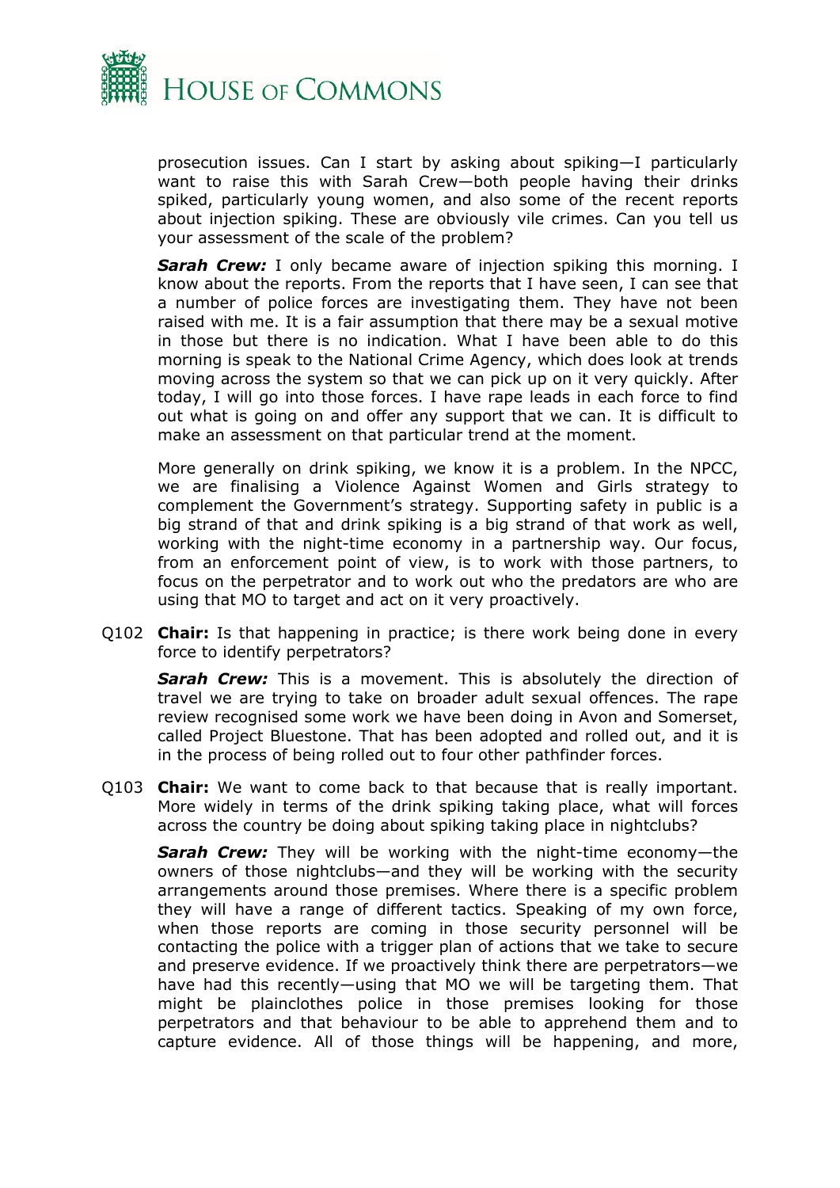prosecution issues. Can I start by asking about spiking—I particularly want to raise this with Sarah Crew—both people having their drinks spiked, particularly young women, and also some of the recent reports about injection spiking. These are obviously vile crimes. Can you tell us your assessment of the scale of the problem?

***Sarah Crew:*** I only became aware of injection spiking this morning. I know about the reports. From the reports that I have seen, I can see that a number of police forces are investigating them. They have not been raised with me. It is a fair assumption that there may be a sexual motive in those but there is no indication. What I have been able to do this morning is speak to the National Crime Agency, which does look at trends moving across the system so that we can pick up on it very quickly. After today, I will go into those forces. I have rape leads in each force to find out what is going on and offer any support that we can. It is difficult to make an assessment on that particular trend at the moment.

More generally on drink spiking, we know it is a problem. In the NPCC, we are finalising a Violence Against Women and Girls strategy to complement the Government's strategy. Supporting safety in public is a big strand of that and drink spiking is a big strand of that work as well, working with the night-time economy in a partnership way. Our focus, from an enforcement point of view, is to work with those partners, to focus on the perpetrator and to work out who the predators are who are using that MO to target and act on it very proactively.

Q102 **Chair:** Is that happening in practice; is there work being done in every force to identify perpetrators?

***Sarah Crew:*** This is a movement. This is absolutely the direction of travel we are trying to take on broader adult sexual offences. The rape review recognised some work we have been doing in Avon and Somerset, called Project Bluestone. That has been adopted and rolled out, and it is in the process of being rolled out to four other pathfinder forces.

Q103 **Chair:** We want to come back to that because that is really important. More widely in terms of the drink spiking taking place, what will forces across the country be doing about spiking taking place in nightclubs?

***Sarah Crew:*** They will be working with the night-time economy—the owners of those nightclubs—and they will be working with the security arrangements around those premises. Where there is a specific problem they will have a range of different tactics. Speaking of my own force, when those reports are coming in those security personnel will be contacting the police with a trigger plan of actions that we take to secure and preserve evidence. If we proactively think there are perpetrators—we have had this recently—using that MO we will be targeting them. That might be plainclothes police in those premises looking for those perpetrators and that behaviour to be able to apprehend them and to capture evidence. All of those things will be happening, and more,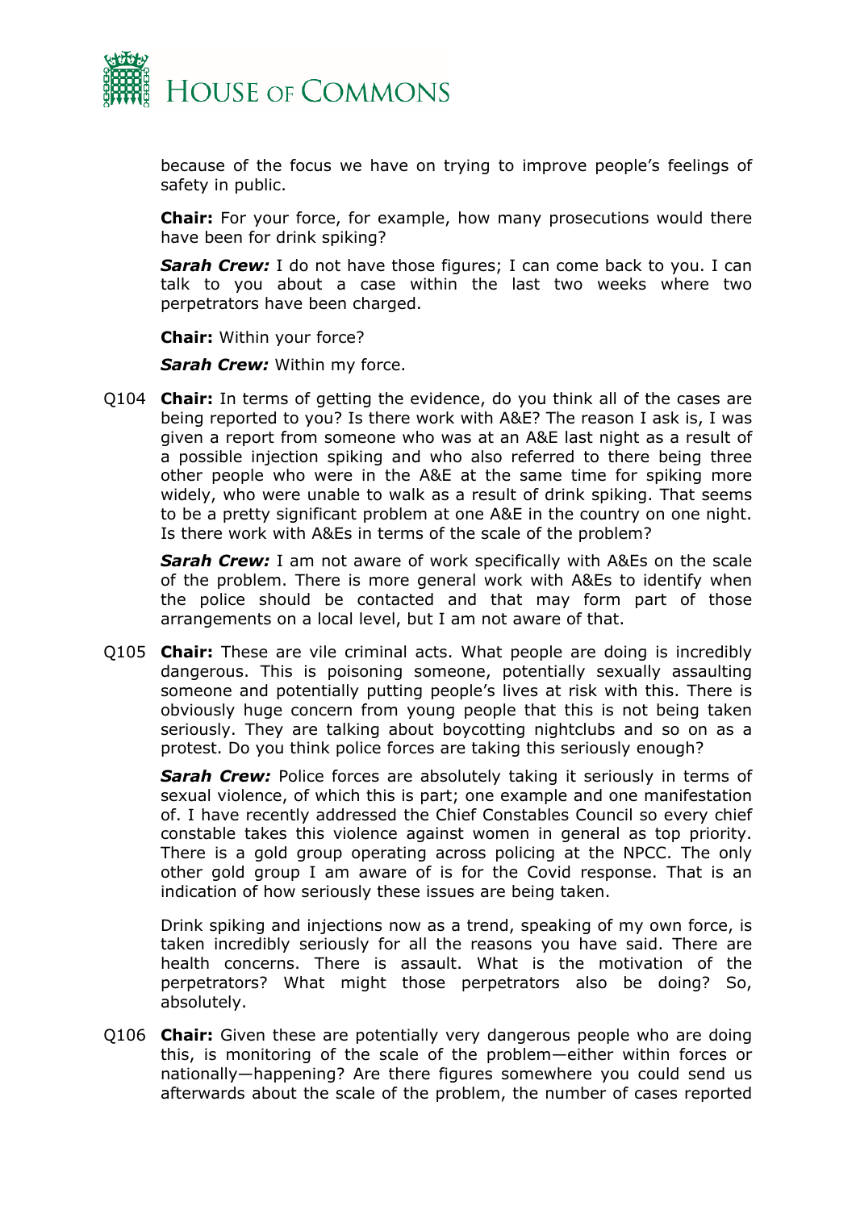because of the focus we have on trying to improve people's feelings of safety in public.

**Chair:** For your force, for example, how many prosecutions would there have been for drink spiking?

***Sarah Crew:*** I do not have those figures; I can come back to you. I can talk to you about a case within the last two weeks where two perpetrators have been charged.

**Chair:** Within your force?

***Sarah Crew:*** Within my force.

Q104 **Chair:** In terms of getting the evidence, do you think all of the cases are being reported to you? Is there work with A&E? The reason I ask is, I was given a report from someone who was at an A&E last night as a result of a possible injection spiking and who also referred to there being three other people who were in the A&E at the same time for spiking more widely, who were unable to walk as a result of drink spiking. That seems to be a pretty significant problem at one A&E in the country on one night. Is there work with A&Es in terms of the scale of the problem?

***Sarah Crew:*** I am not aware of work specifically with A&Es on the scale of the problem. There is more general work with A&Es to identify when the police should be contacted and that may form part of those arrangements on a local level, but I am not aware of that.

Q105 **Chair:** These are vile criminal acts. What people are doing is incredibly dangerous. This is poisoning someone, potentially sexually assaulting someone and potentially putting people's lives at risk with this. There is obviously huge concern from young people that this is not being taken seriously. They are talking about boycotting nightclubs and so on as a protest. Do you think police forces are taking this seriously enough?

***Sarah Crew:*** Police forces are absolutely taking it seriously in terms of sexual violence, of which this is part; one example and one manifestation of. I have recently addressed the Chief Constables Council so every chief constable takes this violence against women in general as top priority. There is a gold group operating across policing at the NPCC. The only other gold group I am aware of is for the Covid response. That is an indication of how seriously these issues are being taken.

Drink spiking and injections now as a trend, speaking of my own force, is taken incredibly seriously for all the reasons you have said. There are health concerns. There is assault. What is the motivation of the perpetrators? What might those perpetrators also be doing? So, absolutely.

Q106 **Chair:** Given these are potentially very dangerous people who are doing this, is monitoring of the scale of the problem—either within forces or nationally—happening? Are there figures somewhere you could send us afterwards about the scale of the problem, the number of cases reported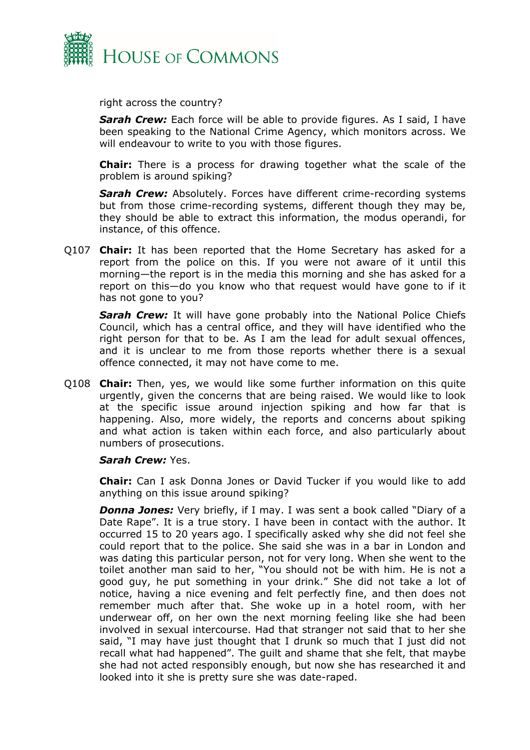right across the country?

***Sarah Crew:*** Each force will be able to provide figures. As I said, I have been speaking to the National Crime Agency, which monitors across. We will endeavour to write to you with those figures.

**Chair:** There is a process for drawing together what the scale of the problem is around spiking?

***Sarah Crew:*** Absolutely. Forces have different crime-recording systems but from those crime-recording systems, different though they may be, they should be able to extract this information, the modus operandi, for instance, of this offence.

Q107 **Chair:** It has been reported that the Home Secretary has asked for a report from the police on this. If you were not aware of it until this morning—the report is in the media this morning and she has asked for a report on this—do you know who that request would have gone to if it has not gone to you?

***Sarah Crew:*** It will have gone probably into the National Police Chiefs Council, which has a central office, and they will have identified who the right person for that to be. As I am the lead for adult sexual offences, and it is unclear to me from those reports whether there is a sexual offence connected, it may not have come to me.

Q108 **Chair:** Then, yes, we would like some further information on this quite urgently, given the concerns that are being raised. We would like to look at the specific issue around injection spiking and how far that is happening. Also, more widely, the reports and concerns about spiking and what action is taken within each force, and also particularly about numbers of prosecutions.

***Sarah Crew:*** Yes.

**Chair:** Can I ask Donna Jones or David Tucker if you would like to add anything on this issue around spiking?

***Donna Jones:*** Very briefly, if I may. I was sent a book called "Diary of a Date Rape". It is a true story. I have been in contact with the author. It occurred 15 to 20 years ago. I specifically asked why she did not feel she could report that to the police. She said she was in a bar in London and was dating this particular person, not for very long. When she went to the toilet another man said to her, "You should not be with him. He is not a good guy, he put something in your drink." She did not take a lot of notice, having a nice evening and felt perfectly fine, and then does not remember much after that. She woke up in a hotel room, with her underwear off, on her own the next morning feeling like she had been involved in sexual intercourse. Had that stranger not said that to her she said, "I may have just thought that I drunk so much that I just did not recall what had happened". The guilt and shame that she felt, that maybe she had not acted responsibly enough, but now she has researched it and looked into it she is pretty sure she was date-raped.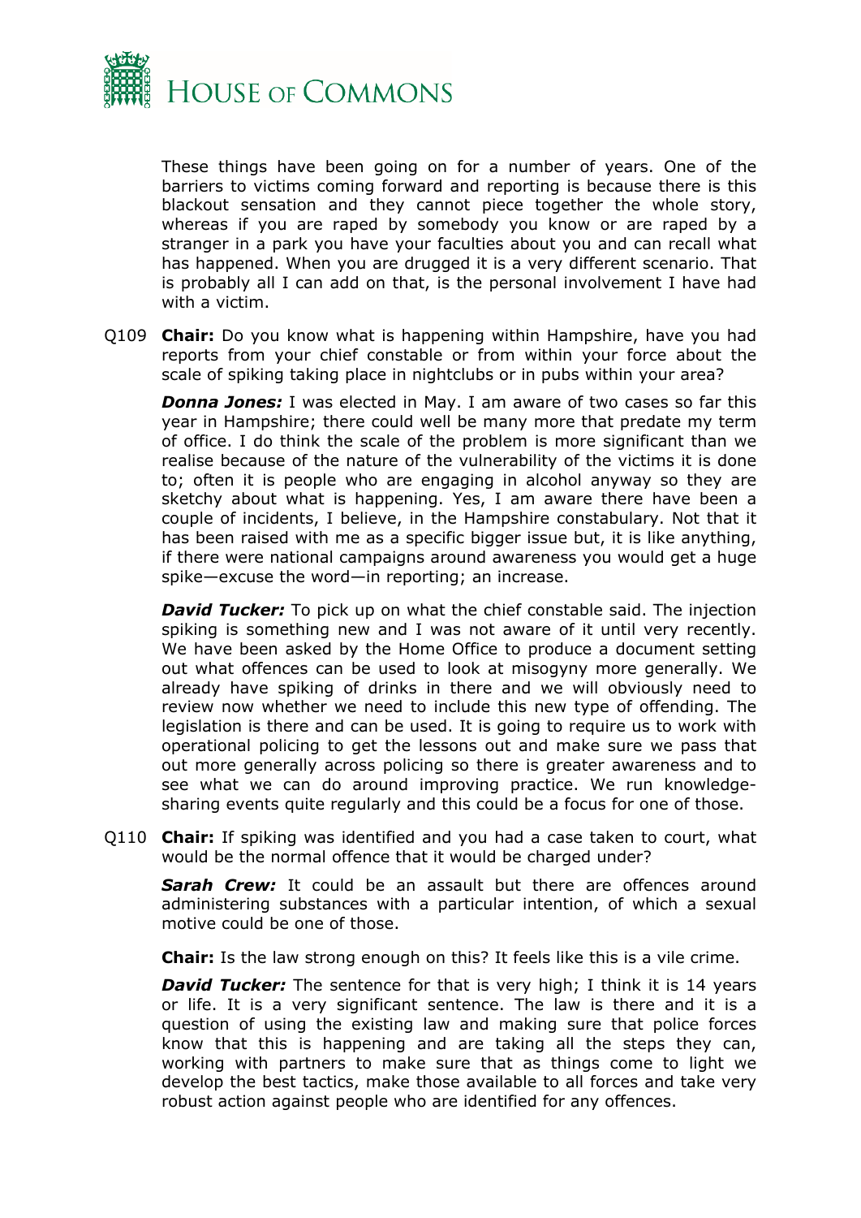These things have been going on for a number of years. One of the barriers to victims coming forward and reporting is because there is this blackout sensation and they cannot piece together the whole story, whereas if you are raped by somebody you know or are raped by a stranger in a park you have your faculties about you and can recall what has happened. When you are drugged it is a very different scenario. That is probably all I can add on that, is the personal involvement I have had with a victim.

Q109 **Chair:** Do you know what is happening within Hampshire, have you had reports from your chief constable or from within your force about the scale of spiking taking place in nightclubs or in pubs within your area?

***Donna Jones:*** I was elected in May. I am aware of two cases so far this year in Hampshire; there could well be many more that predate my term of office. I do think the scale of the problem is more significant than we realise because of the nature of the vulnerability of the victims it is done to; often it is people who are engaging in alcohol anyway so they are sketchy about what is happening. Yes, I am aware there have been a couple of incidents, I believe, in the Hampshire constabulary. Not that it has been raised with me as a specific bigger issue but, it is like anything, if there were national campaigns around awareness you would get a huge spike—excuse the word—in reporting; an increase.

***David Tucker:*** To pick up on what the chief constable said. The injection spiking is something new and I was not aware of it until very recently. We have been asked by the Home Office to produce a document setting out what offences can be used to look at misogyny more generally. We already have spiking of drinks in there and we will obviously need to review now whether we need to include this new type of offending. The legislation is there and can be used. It is going to require us to work with operational policing to get the lessons out and make sure we pass that out more generally across policing so there is greater awareness and to see what we can do around improving practice. We run knowledge-sharing events quite regularly and this could be a focus for one of those.

Q110 **Chair:** If spiking was identified and you had a case taken to court, what would be the normal offence that it would be charged under?

***Sarah Crew:*** It could be an assault but there are offences around administering substances with a particular intention, of which a sexual motive could be one of those.

**Chair:** Is the law strong enough on this? It feels like this is a vile crime.

***David Tucker:*** The sentence for that is very high; I think it is 14 years or life. It is a very significant sentence. The law is there and it is a question of using the existing law and making sure that police forces know that this is happening and are taking all the steps they can, working with partners to make sure that as things come to light we develop the best tactics, make those available to all forces and take very robust action against people who are identified for any offences.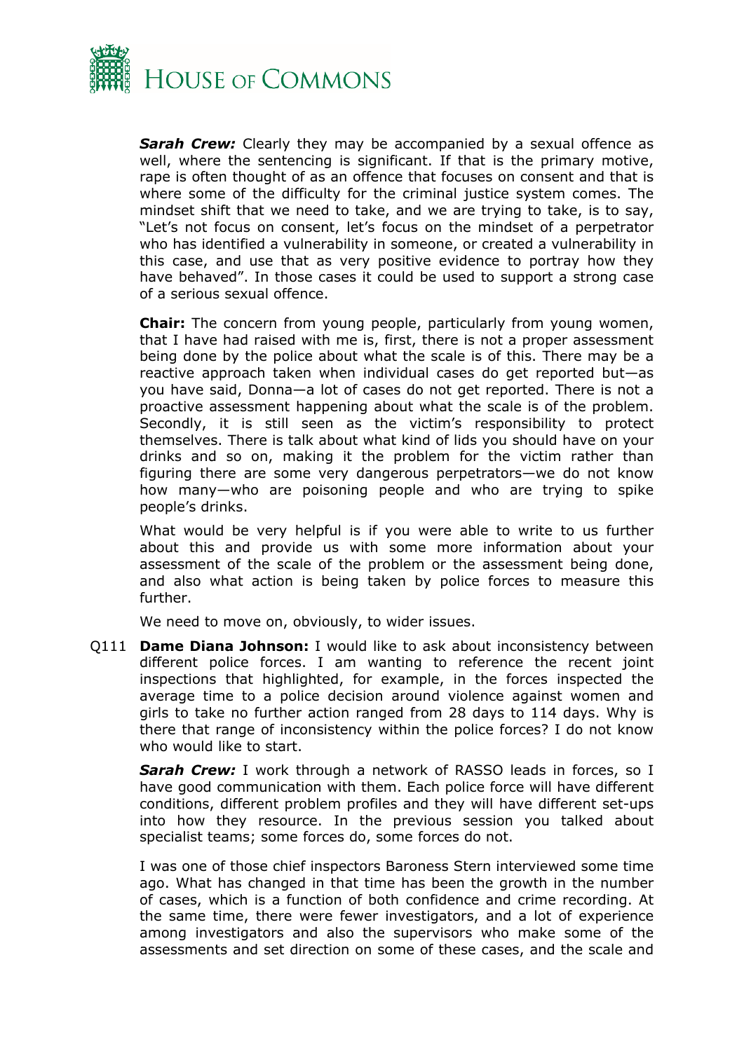***Sarah Crew:*** Clearly they may be accompanied by a sexual offence as well, where the sentencing is significant. If that is the primary motive, rape is often thought of as an offence that focuses on consent and that is where some of the difficulty for the criminal justice system comes. The mindset shift that we need to take, and we are trying to take, is to say, "Let's not focus on consent, let's focus on the mindset of a perpetrator who has identified a vulnerability in someone, or created a vulnerability in this case, and use that as very positive evidence to portray how they have behaved". In those cases it could be used to support a strong case of a serious sexual offence.

**Chair:** The concern from young people, particularly from young women, that I have had raised with me is, first, there is not a proper assessment being done by the police about what the scale is of this. There may be a reactive approach taken when individual cases do get reported but—as you have said, Donna—a lot of cases do not get reported. There is not a proactive assessment happening about what the scale is of the problem. Secondly, it is still seen as the victim's responsibility to protect themselves. There is talk about what kind of lids you should have on your drinks and so on, making it the problem for the victim rather than figuring there are some very dangerous perpetrators—we do not know how many—who are poisoning people and who are trying to spike people's drinks.

What would be very helpful is if you were able to write to us further about this and provide us with some more information about your assessment of the scale of the problem or the assessment being done, and also what action is being taken by police forces to measure this further.

We need to move on, obviously, to wider issues.

Q111 **Dame Diana Johnson:** I would like to ask about inconsistency between different police forces. I am wanting to reference the recent joint inspections that highlighted, for example, in the forces inspected the average time to a police decision around violence against women and girls to take no further action ranged from 28 days to 114 days. Why is there that range of inconsistency within the police forces? I do not know who would like to start.

***Sarah Crew:*** I work through a network of RASSO leads in forces, so I have good communication with them. Each police force will have different conditions, different problem profiles and they will have different set-ups into how they resource. In the previous session you talked about specialist teams; some forces do, some forces do not.

I was one of those chief inspectors Baroness Stern interviewed some time ago. What has changed in that time has been the growth in the number of cases, which is a function of both confidence and crime recording. At the same time, there were fewer investigators, and a lot of experience among investigators and also the supervisors who make some of the assessments and set direction on some of these cases, and the scale and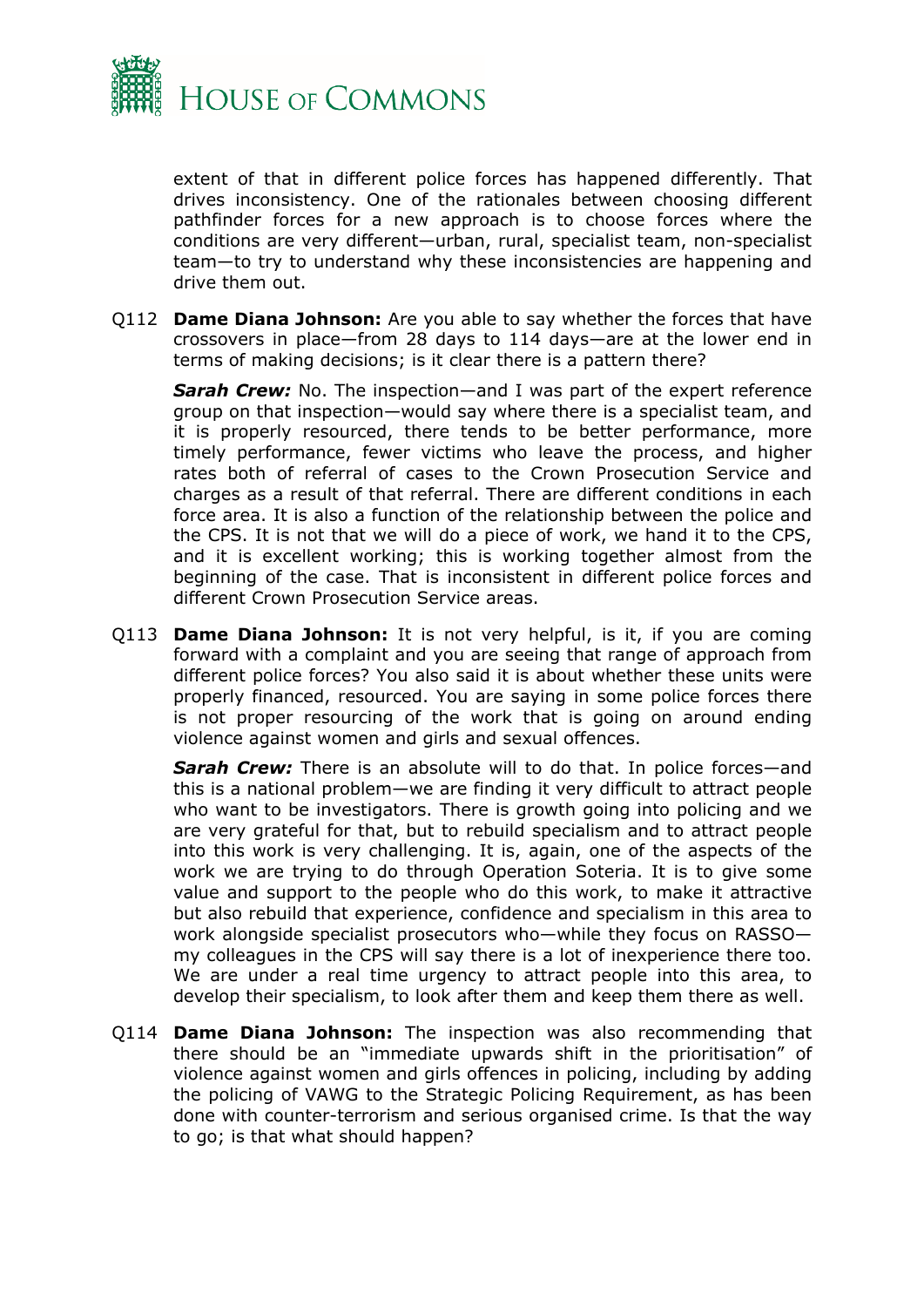extent of that in different police forces has happened differently. That drives inconsistency. One of the rationales between choosing different pathfinder forces for a new approach is to choose forces where the conditions are very different—urban, rural, specialist team, non-specialist team—to try to understand why these inconsistencies are happening and drive them out.

Q112 **Dame Diana Johnson:** Are you able to say whether the forces that have crossovers in place—from 28 days to 114 days—are at the lower end in terms of making decisions; is it clear there is a pattern there?

***Sarah Crew:*** No. The inspection—and I was part of the expert reference group on that inspection—would say where there is a specialist team, and it is properly resourced, there tends to be better performance, more timely performance, fewer victims who leave the process, and higher rates both of referral of cases to the Crown Prosecution Service and charges as a result of that referral. There are different conditions in each force area. It is also a function of the relationship between the police and the CPS. It is not that we will do a piece of work, we hand it to the CPS, and it is excellent working; this is working together almost from the beginning of the case. That is inconsistent in different police forces and different Crown Prosecution Service areas.

Q113 **Dame Diana Johnson:** It is not very helpful, is it, if you are coming forward with a complaint and you are seeing that range of approach from different police forces? You also said it is about whether these units were properly financed, resourced. You are saying in some police forces there is not proper resourcing of the work that is going on around ending violence against women and girls and sexual offences.

***Sarah Crew:*** There is an absolute will to do that. In police forces—and this is a national problem—we are finding it very difficult to attract people who want to be investigators. There is growth going into policing and we are very grateful for that, but to rebuild specialism and to attract people into this work is very challenging. It is, again, one of the aspects of the work we are trying to do through Operation Soteria. It is to give some value and support to the people who do this work, to make it attractive but also rebuild that experience, confidence and specialism in this area to work alongside specialist prosecutors who—while they focus on RASSO—my colleagues in the CPS will say there is a lot of inexperience there too. We are under a real time urgency to attract people into this area, to develop their specialism, to look after them and keep them there as well.

Q114 **Dame Diana Johnson:** The inspection was also recommending that there should be an "immediate upwards shift in the prioritisation" of violence against women and girls offences in policing, including by adding the policing of VAWG to the Strategic Policing Requirement, as has been done with counter-terrorism and serious organised crime. Is that the way to go; is that what should happen?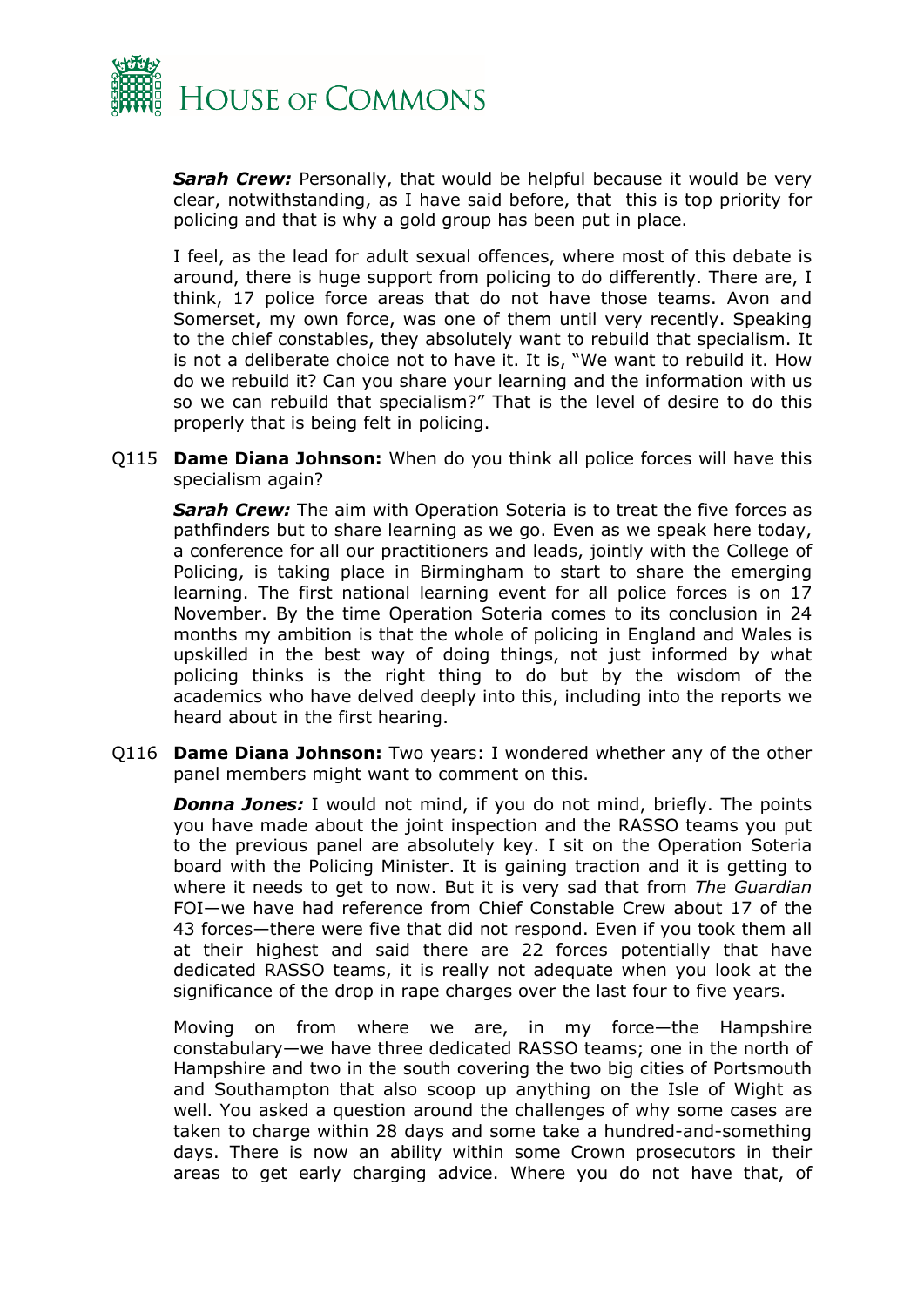***Sarah Crew:*** Personally, that would be helpful because it would be very clear, notwithstanding, as I have said before, that this is top priority for policing and that is why a gold group has been put in place.

I feel, as the lead for adult sexual offences, where most of this debate is around, there is huge support from policing to do differently. There are, I think, 17 police force areas that do not have those teams. Avon and Somerset, my own force, was one of them until very recently. Speaking to the chief constables, they absolutely want to rebuild that specialism. It is not a deliberate choice not to have it. It is, "We want to rebuild it. How do we rebuild it? Can you share your learning and the information with us so we can rebuild that specialism?" That is the level of desire to do this properly that is being felt in policing.

Q115 **Dame Diana Johnson:** When do you think all police forces will have this specialism again?

***Sarah Crew:*** The aim with Operation Soteria is to treat the five forces as pathfinders but to share learning as we go. Even as we speak here today, a conference for all our practitioners and leads, jointly with the College of Policing, is taking place in Birmingham to start to share the emerging learning. The first national learning event for all police forces is on 17 November. By the time Operation Soteria comes to its conclusion in 24 months my ambition is that the whole of policing in England and Wales is upskilled in the best way of doing things, not just informed by what policing thinks is the right thing to do but by the wisdom of the academics who have delved deeply into this, including into the reports we heard about in the first hearing.

Q116 **Dame Diana Johnson:** Two years: I wondered whether any of the other panel members might want to comment on this.

***Donna Jones:*** I would not mind, if you do not mind, briefly. The points you have made about the joint inspection and the RASSO teams you put to the previous panel are absolutely key. I sit on the Operation Soteria board with the Policing Minister. It is gaining traction and it is getting to where it needs to get to now. But it is very sad that from *The Guardian* FOI—we have had reference from Chief Constable Crew about 17 of the 43 forces—there were five that did not respond. Even if you took them all at their highest and said there are 22 forces potentially that have dedicated RASSO teams, it is really not adequate when you look at the significance of the drop in rape charges over the last four to five years.

Moving on from where we are, in my force—the Hampshire constabulary—we have three dedicated RASSO teams; one in the north of Hampshire and two in the south covering the two big cities of Portsmouth and Southampton that also scoop up anything on the Isle of Wight as well. You asked a question around the challenges of why some cases are taken to charge within 28 days and some take a hundred-and-something days. There is now an ability within some Crown prosecutors in their areas to get early charging advice. Where you do not have that, of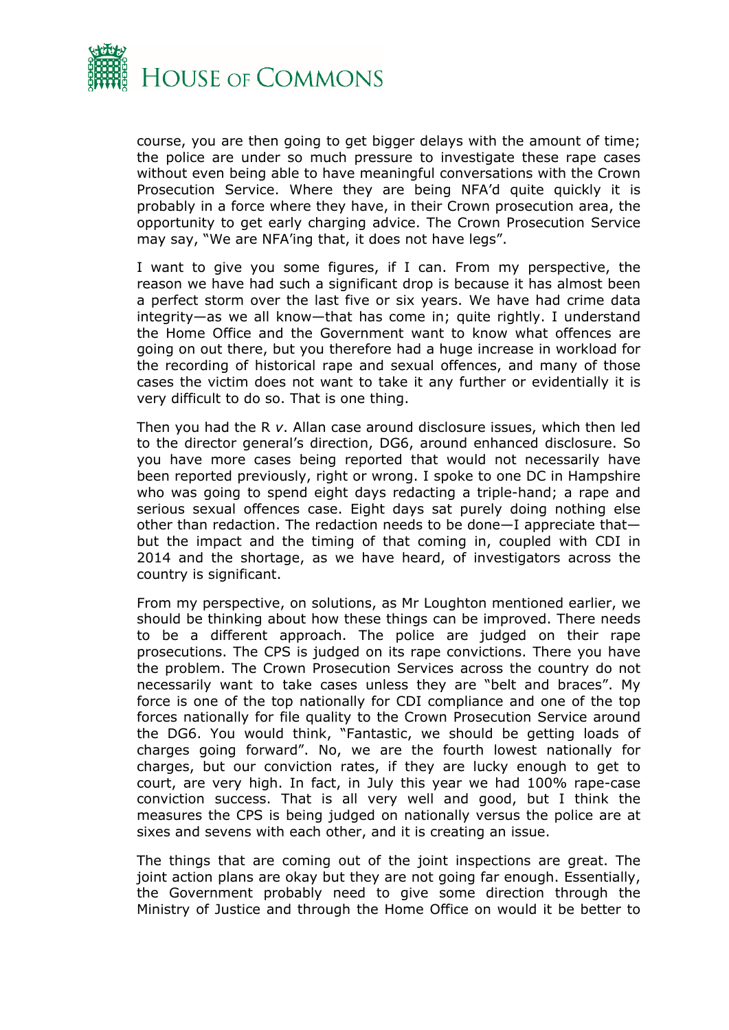course, you are then going to get bigger delays with the amount of time; the police are under so much pressure to investigate these rape cases without even being able to have meaningful conversations with the Crown Prosecution Service. Where they are being NFA'd quite quickly it is probably in a force where they have, in their Crown prosecution area, the opportunity to get early charging advice. The Crown Prosecution Service may say, "We are NFA'ing that, it does not have legs".

I want to give you some figures, if I can. From my perspective, the reason we have had such a significant drop is because it has almost been a perfect storm over the last five or six years. We have had crime data integrity—as we all know—that has come in; quite rightly. I understand the Home Office and the Government want to know what offences are going on out there, but you therefore had a huge increase in workload for the recording of historical rape and sexual offences, and many of those cases the victim does not want to take it any further or evidentially it is very difficult to do so. That is one thing.

Then you had the R *v*. Allan case around disclosure issues, which then led to the director general's direction, DG6, around enhanced disclosure. So you have more cases being reported that would not necessarily have been reported previously, right or wrong. I spoke to one DC in Hampshire who was going to spend eight days redacting a triple-hand; a rape and serious sexual offences case. Eight days sat purely doing nothing else other than redaction. The redaction needs to be done—I appreciate that—but the impact and the timing of that coming in, coupled with CDI in 2014 and the shortage, as we have heard, of investigators across the country is significant.

From my perspective, on solutions, as Mr Loughton mentioned earlier, we should be thinking about how these things can be improved. There needs to be a different approach. The police are judged on their rape prosecutions. The CPS is judged on its rape convictions. There you have the problem. The Crown Prosecution Services across the country do not necessarily want to take cases unless they are "belt and braces". My force is one of the top nationally for CDI compliance and one of the top forces nationally for file quality to the Crown Prosecution Service around the DG6. You would think, "Fantastic, we should be getting loads of charges going forward". No, we are the fourth lowest nationally for charges, but our conviction rates, if they are lucky enough to get to court, are very high. In fact, in July this year we had 100% rape-case conviction success. That is all very well and good, but I think the measures the CPS is being judged on nationally versus the police are at sixes and sevens with each other, and it is creating an issue.

The things that are coming out of the joint inspections are great. The joint action plans are okay but they are not going far enough. Essentially, the Government probably need to give some direction through the Ministry of Justice and through the Home Office on would it be better to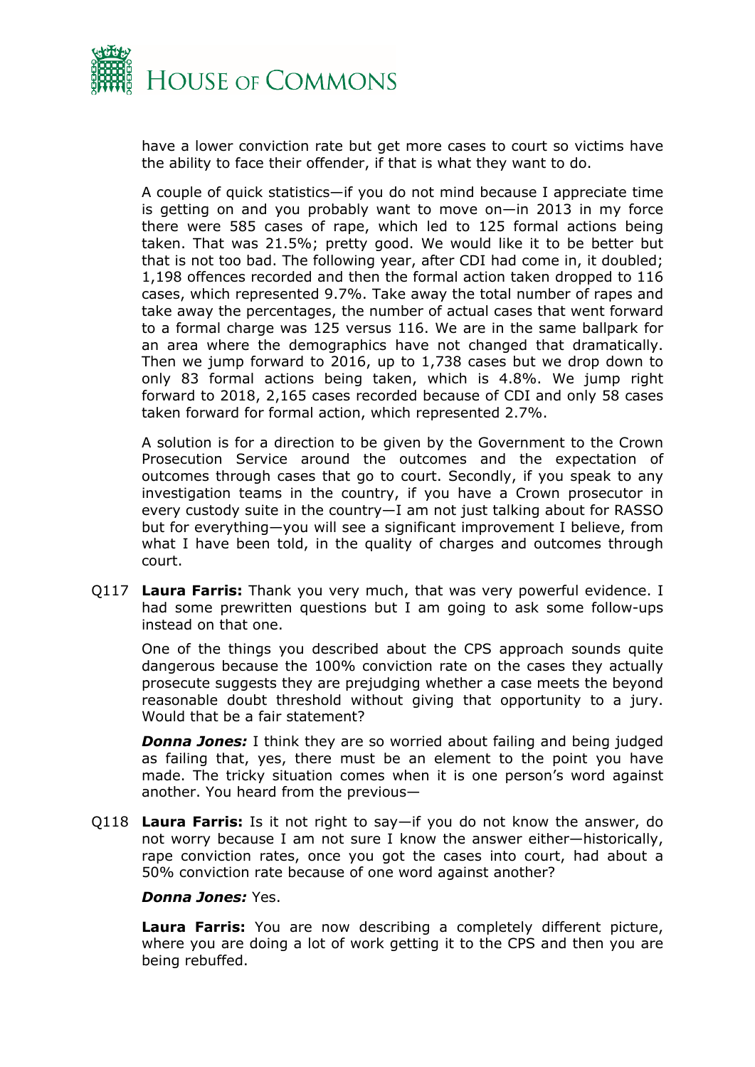have a lower conviction rate but get more cases to court so victims have the ability to face their offender, if that is what they want to do.

A couple of quick statistics—if you do not mind because I appreciate time is getting on and you probably want to move on—in 2013 in my force there were 585 cases of rape, which led to 125 formal actions being taken. That was 21.5%; pretty good. We would like it to be better but that is not too bad. The following year, after CDI had come in, it doubled; 1,198 offences recorded and then the formal action taken dropped to 116 cases, which represented 9.7%. Take away the total number of rapes and take away the percentages, the number of actual cases that went forward to a formal charge was 125 versus 116. We are in the same ballpark for an area where the demographics have not changed that dramatically. Then we jump forward to 2016, up to 1,738 cases but we drop down to only 83 formal actions being taken, which is 4.8%. We jump right forward to 2018, 2,165 cases recorded because of CDI and only 58 cases taken forward for formal action, which represented 2.7%.

A solution is for a direction to be given by the Government to the Crown Prosecution Service around the outcomes and the expectation of outcomes through cases that go to court. Secondly, if you speak to any investigation teams in the country, if you have a Crown prosecutor in every custody suite in the country—I am not just talking about for RASSO but for everything—you will see a significant improvement I believe, from what I have been told, in the quality of charges and outcomes through court.

Q117 **Laura Farris:** Thank you very much, that was very powerful evidence. I had some prewritten questions but I am going to ask some follow-ups instead on that one.

One of the things you described about the CPS approach sounds quite dangerous because the 100% conviction rate on the cases they actually prosecute suggests they are prejudging whether a case meets the beyond reasonable doubt threshold without giving that opportunity to a jury. Would that be a fair statement?

***Donna Jones:*** I think they are so worried about failing and being judged as failing that, yes, there must be an element to the point you have made. The tricky situation comes when it is one person's word against another. You heard from the previous—

Q118 **Laura Farris:** Is it not right to say—if you do not know the answer, do not worry because I am not sure I know the answer either—historically, rape conviction rates, once you got the cases into court, had about a 50% conviction rate because of one word against another?

***Donna Jones:*** Yes.

**Laura Farris:** You are now describing a completely different picture, where you are doing a lot of work getting it to the CPS and then you are being rebuffed.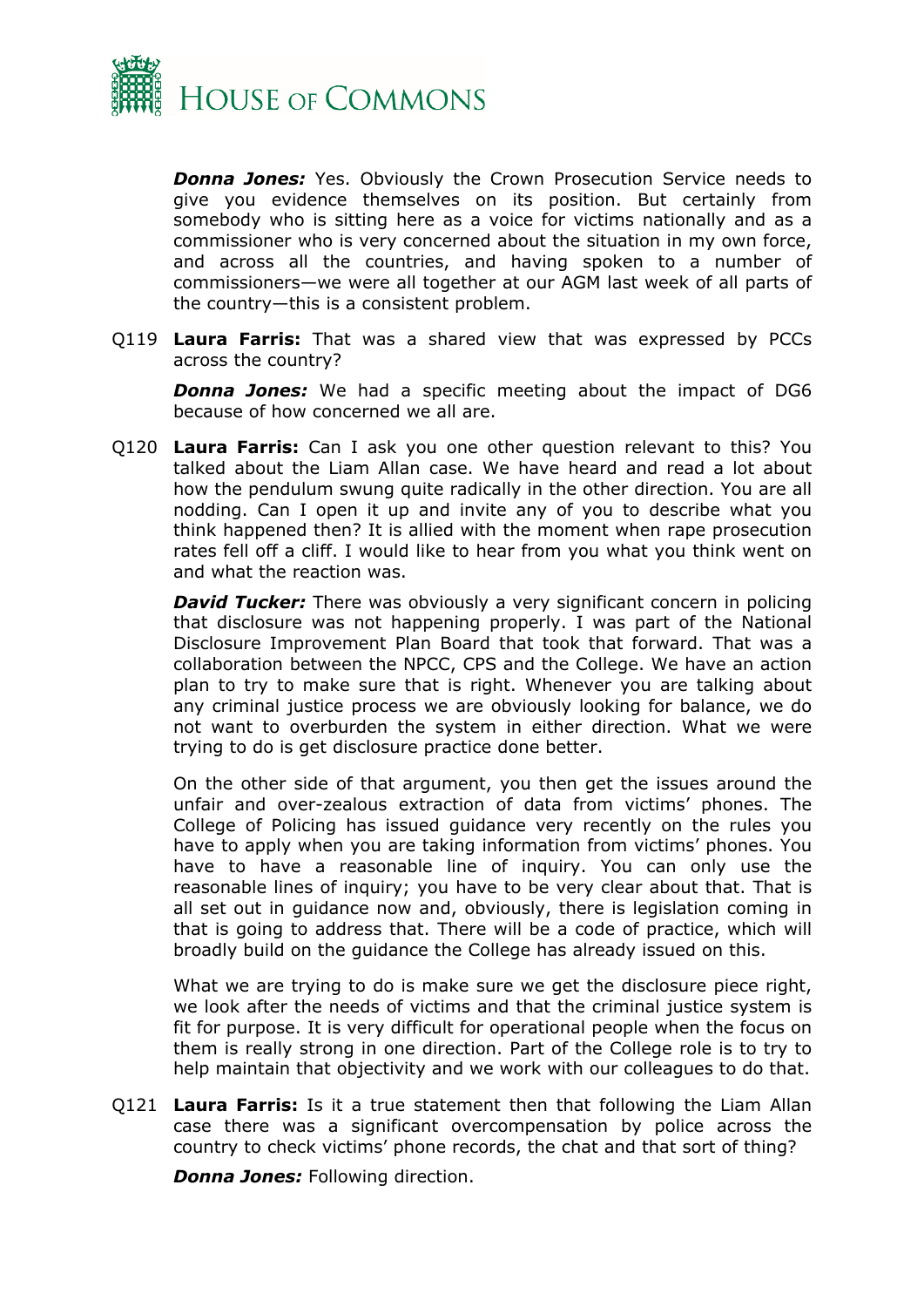***Donna Jones:*** Yes. Obviously the Crown Prosecution Service needs to give you evidence themselves on its position. But certainly from somebody who is sitting here as a voice for victims nationally and as a commissioner who is very concerned about the situation in my own force, and across all the countries, and having spoken to a number of commissioners—we were all together at our AGM last week of all parts of the country—this is a consistent problem.

Q119 **Laura Farris:** That was a shared view that was expressed by PCCs across the country?

***Donna Jones:*** We had a specific meeting about the impact of DG6 because of how concerned we all are.

Q120 **Laura Farris:** Can I ask you one other question relevant to this? You talked about the Liam Allan case. We have heard and read a lot about how the pendulum swung quite radically in the other direction. You are all nodding. Can I open it up and invite any of you to describe what you think happened then? It is allied with the moment when rape prosecution rates fell off a cliff. I would like to hear from you what you think went on and what the reaction was.

***David Tucker:*** There was obviously a very significant concern in policing that disclosure was not happening properly. I was part of the National Disclosure Improvement Plan Board that took that forward. That was a collaboration between the NPCC, CPS and the College. We have an action plan to try to make sure that is right. Whenever you are talking about any criminal justice process we are obviously looking for balance, we do not want to overburden the system in either direction. What we were trying to do is get disclosure practice done better.

On the other side of that argument, you then get the issues around the unfair and over-zealous extraction of data from victims' phones. The College of Policing has issued guidance very recently on the rules you have to apply when you are taking information from victims' phones. You have to have a reasonable line of inquiry. You can only use the reasonable lines of inquiry; you have to be very clear about that. That is all set out in guidance now and, obviously, there is legislation coming in that is going to address that. There will be a code of practice, which will broadly build on the guidance the College has already issued on this.

What we are trying to do is make sure we get the disclosure piece right, we look after the needs of victims and that the criminal justice system is fit for purpose. It is very difficult for operational people when the focus on them is really strong in one direction. Part of the College role is to try to help maintain that objectivity and we work with our colleagues to do that.

Q121 **Laura Farris:** Is it a true statement then that following the Liam Allan case there was a significant overcompensation by police across the country to check victims' phone records, the chat and that sort of thing?

***Donna Jones:*** Following direction.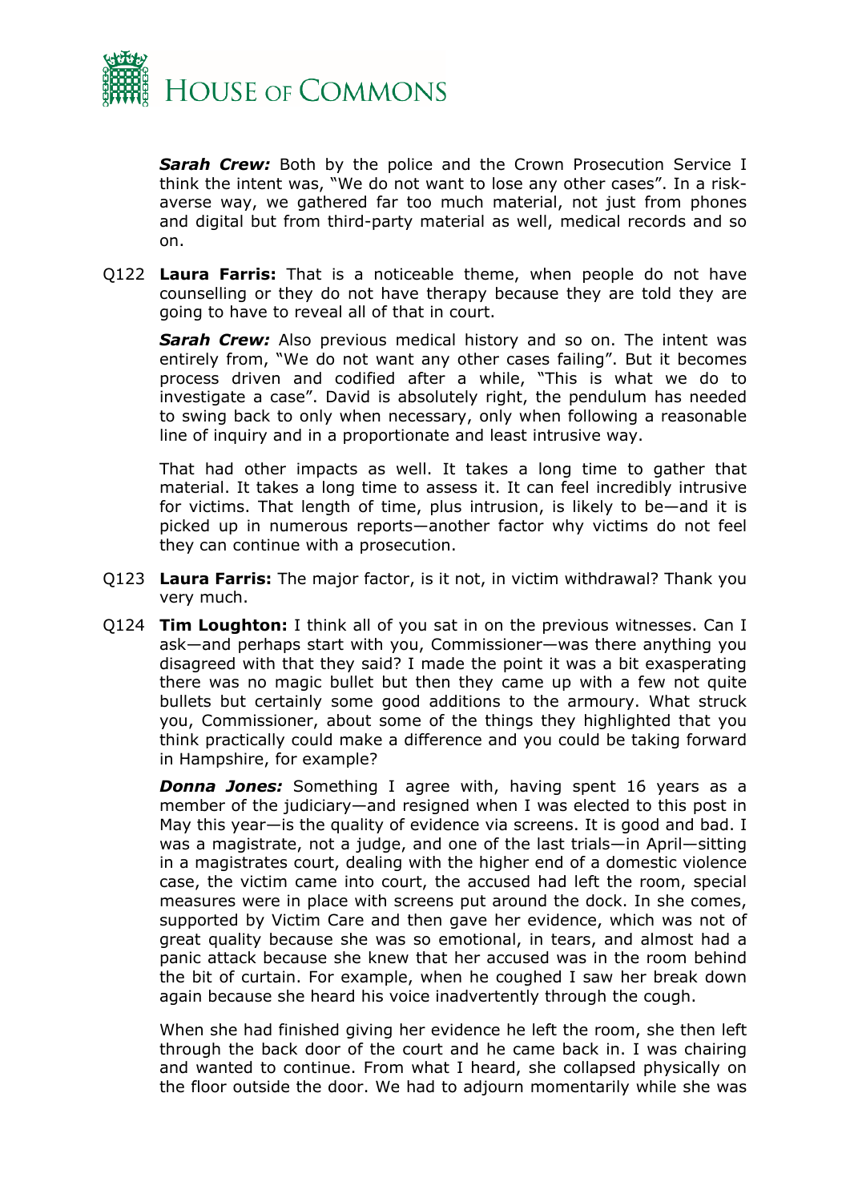***Sarah Crew:*** Both by the police and the Crown Prosecution Service I think the intent was, "We do not want to lose any other cases". In a risk-averse way, we gathered far too much material, not just from phones and digital but from third-party material as well, medical records and so on.

Q122 **Laura Farris:** That is a noticeable theme, when people do not have counselling or they do not have therapy because they are told they are going to have to reveal all of that in court.

***Sarah Crew:*** Also previous medical history and so on. The intent was entirely from, "We do not want any other cases failing". But it becomes process driven and codified after a while, "This is what we do to investigate a case". David is absolutely right, the pendulum has needed to swing back to only when necessary, only when following a reasonable line of inquiry and in a proportionate and least intrusive way.

That had other impacts as well. It takes a long time to gather that material. It takes a long time to assess it. It can feel incredibly intrusive for victims. That length of time, plus intrusion, is likely to be—and it is picked up in numerous reports—another factor why victims do not feel they can continue with a prosecution.

Q123 **Laura Farris:** The major factor, is it not, in victim withdrawal? Thank you very much.

Q124 **Tim Loughton:** I think all of you sat in on the previous witnesses. Can I ask—and perhaps start with you, Commissioner—was there anything you disagreed with that they said? I made the point it was a bit exasperating there was no magic bullet but then they came up with a few not quite bullets but certainly some good additions to the armoury. What struck you, Commissioner, about some of the things they highlighted that you think practically could make a difference and you could be taking forward in Hampshire, for example?

***Donna Jones:*** Something I agree with, having spent 16 years as a member of the judiciary—and resigned when I was elected to this post in May this year—is the quality of evidence via screens. It is good and bad. I was a magistrate, not a judge, and one of the last trials—in April—sitting in a magistrates court, dealing with the higher end of a domestic violence case, the victim came into court, the accused had left the room, special measures were in place with screens put around the dock. In she comes, supported by Victim Care and then gave her evidence, which was not of great quality because she was so emotional, in tears, and almost had a panic attack because she knew that her accused was in the room behind the bit of curtain. For example, when he coughed I saw her break down again because she heard his voice inadvertently through the cough.

When she had finished giving her evidence he left the room, she then left through the back door of the court and he came back in. I was chairing and wanted to continue. From what I heard, she collapsed physically on the floor outside the door. We had to adjourn momentarily while she was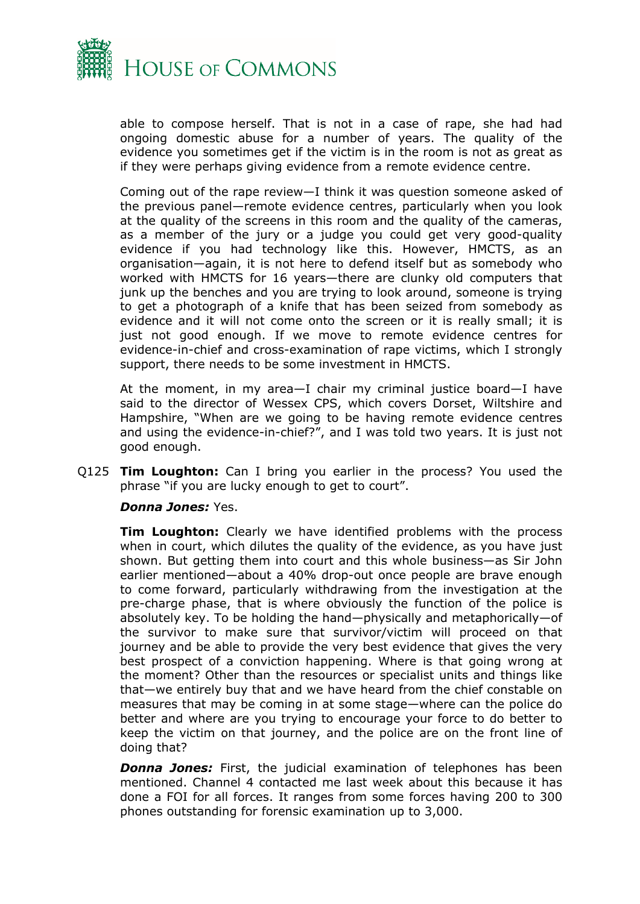able to compose herself. That is not in a case of rape, she had had ongoing domestic abuse for a number of years. The quality of the evidence you sometimes get if the victim is in the room is not as great as if they were perhaps giving evidence from a remote evidence centre.

Coming out of the rape review—I think it was question someone asked of the previous panel—remote evidence centres, particularly when you look at the quality of the screens in this room and the quality of the cameras, as a member of the jury or a judge you could get very good-quality evidence if you had technology like this. However, HMCTS, as an organisation—again, it is not here to defend itself but as somebody who worked with HMCTS for 16 years—there are clunky old computers that junk up the benches and you are trying to look around, someone is trying to get a photograph of a knife that has been seized from somebody as evidence and it will not come onto the screen or it is really small; it is just not good enough. If we move to remote evidence centres for evidence-in-chief and cross-examination of rape victims, which I strongly support, there needs to be some investment in HMCTS.

At the moment, in my area—I chair my criminal justice board—I have said to the director of Wessex CPS, which covers Dorset, Wiltshire and Hampshire, "When are we going to be having remote evidence centres and using the evidence-in-chief?", and I was told two years. It is just not good enough.

Q125 **Tim Loughton:** Can I bring you earlier in the process? You used the phrase "if you are lucky enough to get to court".

***Donna Jones:*** Yes.

**Tim Loughton:** Clearly we have identified problems with the process when in court, which dilutes the quality of the evidence, as you have just shown. But getting them into court and this whole business—as Sir John earlier mentioned—about a 40% drop-out once people are brave enough to come forward, particularly withdrawing from the investigation at the pre-charge phase, that is where obviously the function of the police is absolutely key. To be holding the hand—physically and metaphorically—of the survivor to make sure that survivor/victim will proceed on that journey and be able to provide the very best evidence that gives the very best prospect of a conviction happening. Where is that going wrong at the moment? Other than the resources or specialist units and things like that—we entirely buy that and we have heard from the chief constable on measures that may be coming in at some stage—where can the police do better and where are you trying to encourage your force to do better to keep the victim on that journey, and the police are on the front line of doing that?

***Donna Jones:*** First, the judicial examination of telephones has been mentioned. Channel 4 contacted me last week about this because it has done a FOI for all forces. It ranges from some forces having 200 to 300 phones outstanding for forensic examination up to 3,000.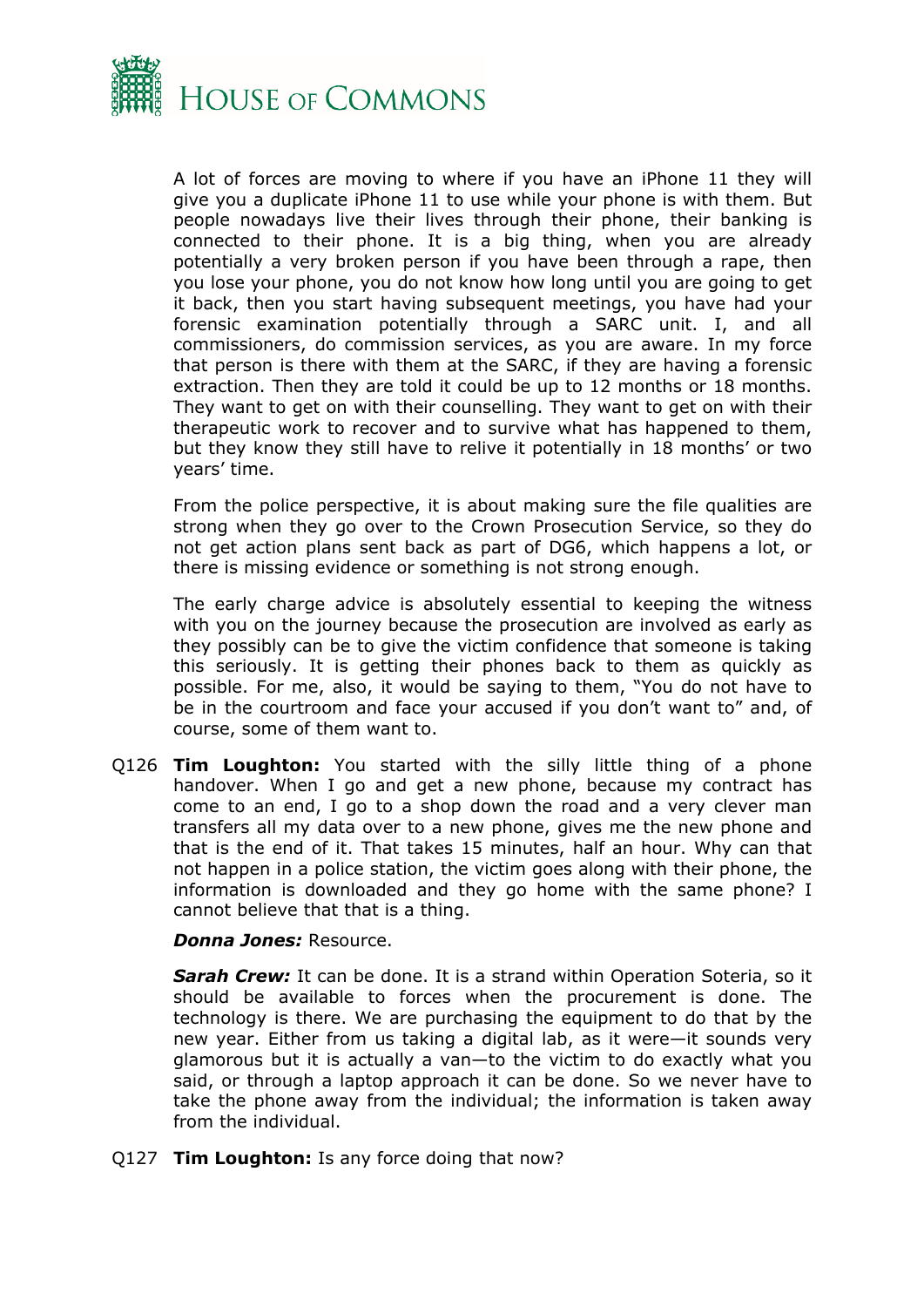A lot of forces are moving to where if you have an iPhone 11 they will give you a duplicate iPhone 11 to use while your phone is with them. But people nowadays live their lives through their phone, their banking is connected to their phone. It is a big thing, when you are already potentially a very broken person if you have been through a rape, then you lose your phone, you do not know how long until you are going to get it back, then you start having subsequent meetings, you have had your forensic examination potentially through a SARC unit. I, and all commissioners, do commission services, as you are aware. In my force that person is there with them at the SARC, if they are having a forensic extraction. Then they are told it could be up to 12 months or 18 months. They want to get on with their counselling. They want to get on with their therapeutic work to recover and to survive what has happened to them, but they know they still have to relive it potentially in 18 months' or two years' time.

From the police perspective, it is about making sure the file qualities are strong when they go over to the Crown Prosecution Service, so they do not get action plans sent back as part of DG6, which happens a lot, or there is missing evidence or something is not strong enough.

The early charge advice is absolutely essential to keeping the witness with you on the journey because the prosecution are involved as early as they possibly can be to give the victim confidence that someone is taking this seriously. It is getting their phones back to them as quickly as possible. For me, also, it would be saying to them, "You do not have to be in the courtroom and face your accused if you don't want to" and, of course, some of them want to.

Q126 **Tim Loughton:** You started with the silly little thing of a phone handover. When I go and get a new phone, because my contract has come to an end, I go to a shop down the road and a very clever man transfers all my data over to a new phone, gives me the new phone and that is the end of it. That takes 15 minutes, half an hour. Why can that not happen in a police station, the victim goes along with their phone, the information is downloaded and they go home with the same phone? I cannot believe that that is a thing.

***Donna Jones:*** Resource.

***Sarah Crew:*** It can be done. It is a strand within Operation Soteria, so it should be available to forces when the procurement is done. The technology is there. We are purchasing the equipment to do that by the new year. Either from us taking a digital lab, as it were—it sounds very glamorous but it is actually a van—to the victim to do exactly what you said, or through a laptop approach it can be done. So we never have to take the phone away from the individual; the information is taken away from the individual.

Q127 **Tim Loughton:** Is any force doing that now?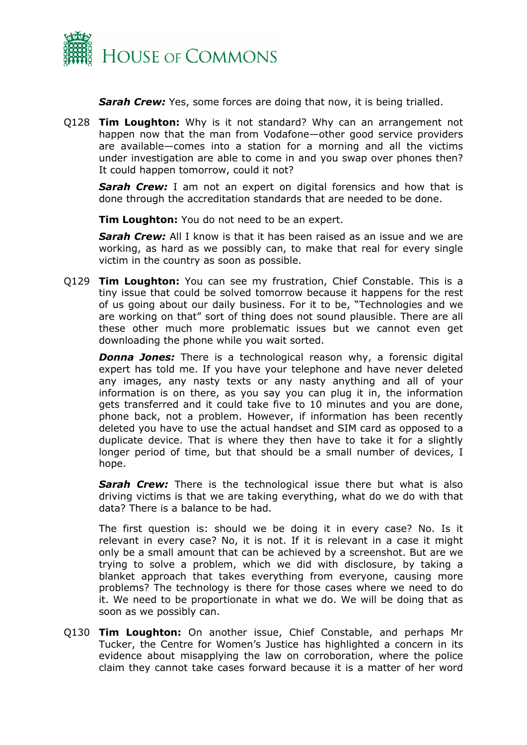***Sarah Crew:*** Yes, some forces are doing that now, it is being trialled.

Q128 **Tim Loughton:** Why is it not standard? Why can an arrangement not happen now that the man from Vodafone—other good service providers are available—comes into a station for a morning and all the victims under investigation are able to come in and you swap over phones then? It could happen tomorrow, could it not?

***Sarah Crew:*** I am not an expert on digital forensics and how that is done through the accreditation standards that are needed to be done.

**Tim Loughton:** You do not need to be an expert.

***Sarah Crew:*** All I know is that it has been raised as an issue and we are working, as hard as we possibly can, to make that real for every single victim in the country as soon as possible.

Q129 **Tim Loughton:** You can see my frustration, Chief Constable. This is a tiny issue that could be solved tomorrow because it happens for the rest of us going about our daily business. For it to be, "Technologies and we are working on that" sort of thing does not sound plausible. There are all these other much more problematic issues but we cannot even get downloading the phone while you wait sorted.

***Donna Jones:*** There is a technological reason why, a forensic digital expert has told me. If you have your telephone and have never deleted any images, any nasty texts or any nasty anything and all of your information is on there, as you say you can plug it in, the information gets transferred and it could take five to 10 minutes and you are done, phone back, not a problem. However, if information has been recently deleted you have to use the actual handset and SIM card as opposed to a duplicate device. That is where they then have to take it for a slightly longer period of time, but that should be a small number of devices, I hope.

***Sarah Crew:*** There is the technological issue there but what is also driving victims is that we are taking everything, what do we do with that data? There is a balance to be had.

The first question is: should we be doing it in every case? No. Is it relevant in every case? No, it is not. If it is relevant in a case it might only be a small amount that can be achieved by a screenshot. But are we trying to solve a problem, which we did with disclosure, by taking a blanket approach that takes everything from everyone, causing more problems? The technology is there for those cases where we need to do it. We need to be proportionate in what we do. We will be doing that as soon as we possibly can.

Q130 **Tim Loughton:** On another issue, Chief Constable, and perhaps Mr Tucker, the Centre for Women's Justice has highlighted a concern in its evidence about misapplying the law on corroboration, where the police claim they cannot take cases forward because it is a matter of her word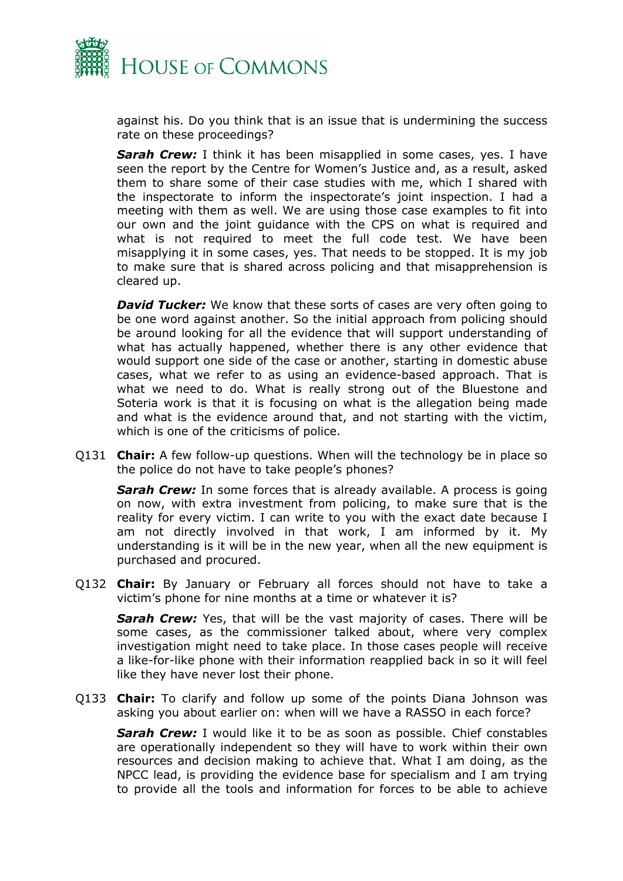against his. Do you think that is an issue that is undermining the success rate on these proceedings?

***Sarah Crew:*** I think it has been misapplied in some cases, yes. I have seen the report by the Centre for Women's Justice and, as a result, asked them to share some of their case studies with me, which I shared with the inspectorate to inform the inspectorate's joint inspection. I had a meeting with them as well. We are using those case examples to fit into our own and the joint guidance with the CPS on what is required and what is not required to meet the full code test. We have been misapplying it in some cases, yes. That needs to be stopped. It is my job to make sure that is shared across policing and that misapprehension is cleared up.

***David Tucker:*** We know that these sorts of cases are very often going to be one word against another. So the initial approach from policing should be around looking for all the evidence that will support understanding of what has actually happened, whether there is any other evidence that would support one side of the case or another, starting in domestic abuse cases, what we refer to as using an evidence-based approach. That is what we need to do. What is really strong out of the Bluestone and Soteria work is that it is focusing on what is the allegation being made and what is the evidence around that, and not starting with the victim, which is one of the criticisms of police.

Q131 **Chair:** A few follow-up questions. When will the technology be in place so the police do not have to take people's phones?

***Sarah Crew:*** In some forces that is already available. A process is going on now, with extra investment from policing, to make sure that is the reality for every victim. I can write to you with the exact date because I am not directly involved in that work, I am informed by it. My understanding is it will be in the new year, when all the new equipment is purchased and procured.

Q132 **Chair:** By January or February all forces should not have to take a victim's phone for nine months at a time or whatever it is?

***Sarah Crew:*** Yes, that will be the vast majority of cases. There will be some cases, as the commissioner talked about, where very complex investigation might need to take place. In those cases people will receive a like-for-like phone with their information reapplied back in so it will feel like they have never lost their phone.

Q133 **Chair:** To clarify and follow up some of the points Diana Johnson was asking you about earlier on: when will we have a RASSO in each force?

***Sarah Crew:*** I would like it to be as soon as possible. Chief constables are operationally independent so they will have to work within their own resources and decision making to achieve that. What I am doing, as the NPCC lead, is providing the evidence base for specialism and I am trying to provide all the tools and information for forces to be able to achieve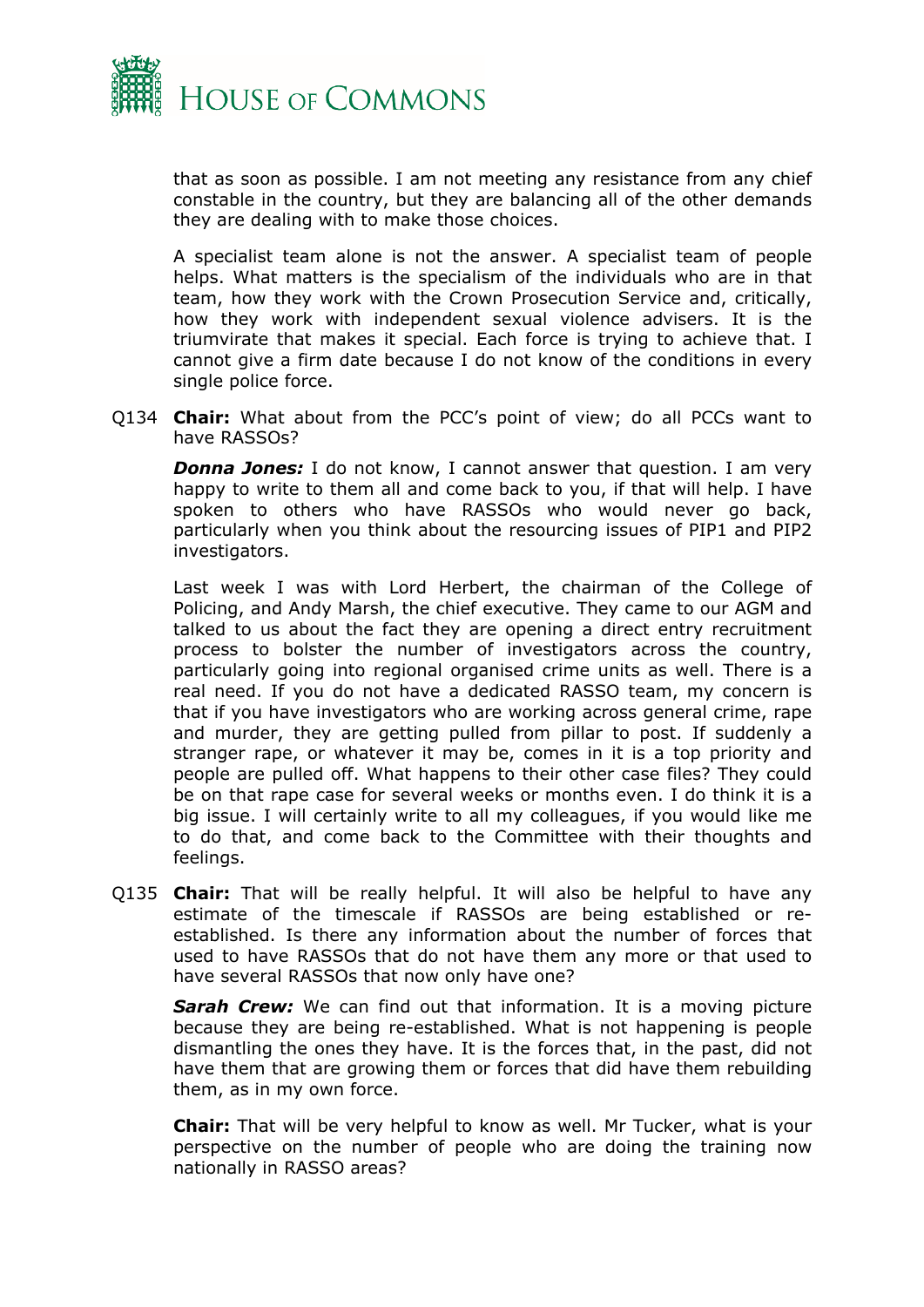that as soon as possible. I am not meeting any resistance from any chief constable in the country, but they are balancing all of the other demands they are dealing with to make those choices.

A specialist team alone is not the answer. A specialist team of people helps. What matters is the specialism of the individuals who are in that team, how they work with the Crown Prosecution Service and, critically, how they work with independent sexual violence advisers. It is the triumvirate that makes it special. Each force is trying to achieve that. I cannot give a firm date because I do not know of the conditions in every single police force.

Q134 **Chair:** What about from the PCC's point of view; do all PCCs want to have RASSOs?

***Donna Jones:*** I do not know, I cannot answer that question. I am very happy to write to them all and come back to you, if that will help. I have spoken to others who have RASSOs who would never go back, particularly when you think about the resourcing issues of PIP1 and PIP2 investigators.

Last week I was with Lord Herbert, the chairman of the College of Policing, and Andy Marsh, the chief executive. They came to our AGM and talked to us about the fact they are opening a direct entry recruitment process to bolster the number of investigators across the country, particularly going into regional organised crime units as well. There is a real need. If you do not have a dedicated RASSO team, my concern is that if you have investigators who are working across general crime, rape and murder, they are getting pulled from pillar to post. If suddenly a stranger rape, or whatever it may be, comes in it is a top priority and people are pulled off. What happens to their other case files? They could be on that rape case for several weeks or months even. I do think it is a big issue. I will certainly write to all my colleagues, if you would like me to do that, and come back to the Committee with their thoughts and feelings.

Q135 **Chair:** That will be really helpful. It will also be helpful to have any estimate of the timescale if RASSOs are being established or re-established. Is there any information about the number of forces that used to have RASSOs that do not have them any more or that used to have several RASSOs that now only have one?

***Sarah Crew:*** We can find out that information. It is a moving picture because they are being re-established. What is not happening is people dismantling the ones they have. It is the forces that, in the past, did not have them that are growing them or forces that did have them rebuilding them, as in my own force.

**Chair:** That will be very helpful to know as well. Mr Tucker, what is your perspective on the number of people who are doing the training now nationally in RASSO areas?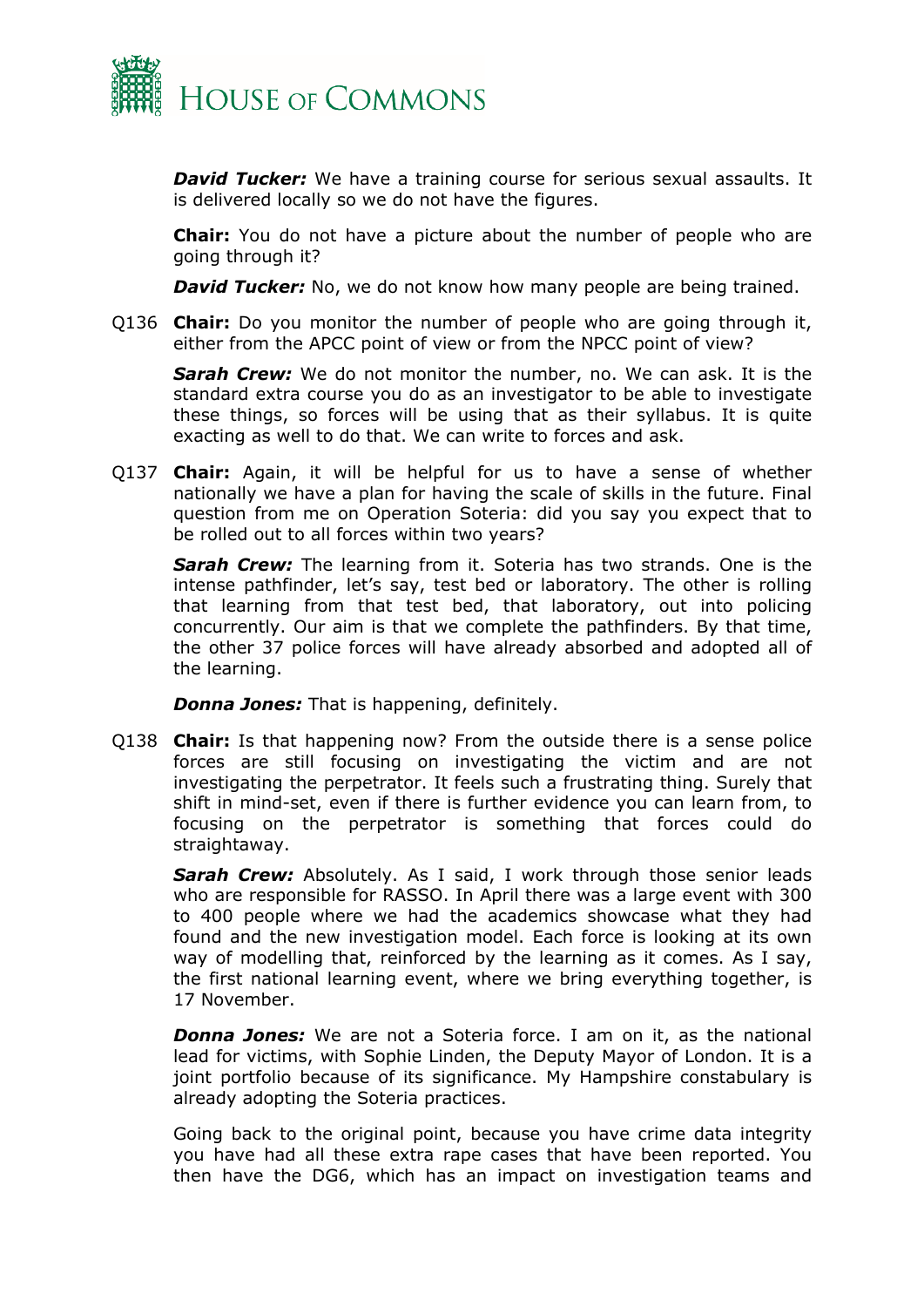***David Tucker:*** We have a training course for serious sexual assaults. It is delivered locally so we do not have the figures.

**Chair:** You do not have a picture about the number of people who are going through it?

***David Tucker:*** No, we do not know how many people are being trained.

Q136 **Chair:** Do you monitor the number of people who are going through it, either from the APCC point of view or from the NPCC point of view?

***Sarah Crew:*** We do not monitor the number, no. We can ask. It is the standard extra course you do as an investigator to be able to investigate these things, so forces will be using that as their syllabus. It is quite exacting as well to do that. We can write to forces and ask.

Q137 **Chair:** Again, it will be helpful for us to have a sense of whether nationally we have a plan for having the scale of skills in the future. Final question from me on Operation Soteria: did you say you expect that to be rolled out to all forces within two years?

***Sarah Crew:*** The learning from it. Soteria has two strands. One is the intense pathfinder, let's say, test bed or laboratory. The other is rolling that learning from that test bed, that laboratory, out into policing concurrently. Our aim is that we complete the pathfinders. By that time, the other 37 police forces will have already absorbed and adopted all of the learning.

***Donna Jones:*** That is happening, definitely.

Q138 **Chair:** Is that happening now? From the outside there is a sense police forces are still focusing on investigating the victim and are not investigating the perpetrator. It feels such a frustrating thing. Surely that shift in mind-set, even if there is further evidence you can learn from, to focusing on the perpetrator is something that forces could do straightaway.

***Sarah Crew:*** Absolutely. As I said, I work through those senior leads who are responsible for RASSO. In April there was a large event with 300 to 400 people where we had the academics showcase what they had found and the new investigation model. Each force is looking at its own way of modelling that, reinforced by the learning as it comes. As I say, the first national learning event, where we bring everything together, is 17 November.

***Donna Jones:*** We are not a Soteria force. I am on it, as the national lead for victims, with Sophie Linden, the Deputy Mayor of London. It is a joint portfolio because of its significance. My Hampshire constabulary is already adopting the Soteria practices.

Going back to the original point, because you have crime data integrity you have had all these extra rape cases that have been reported. You then have the DG6, which has an impact on investigation teams and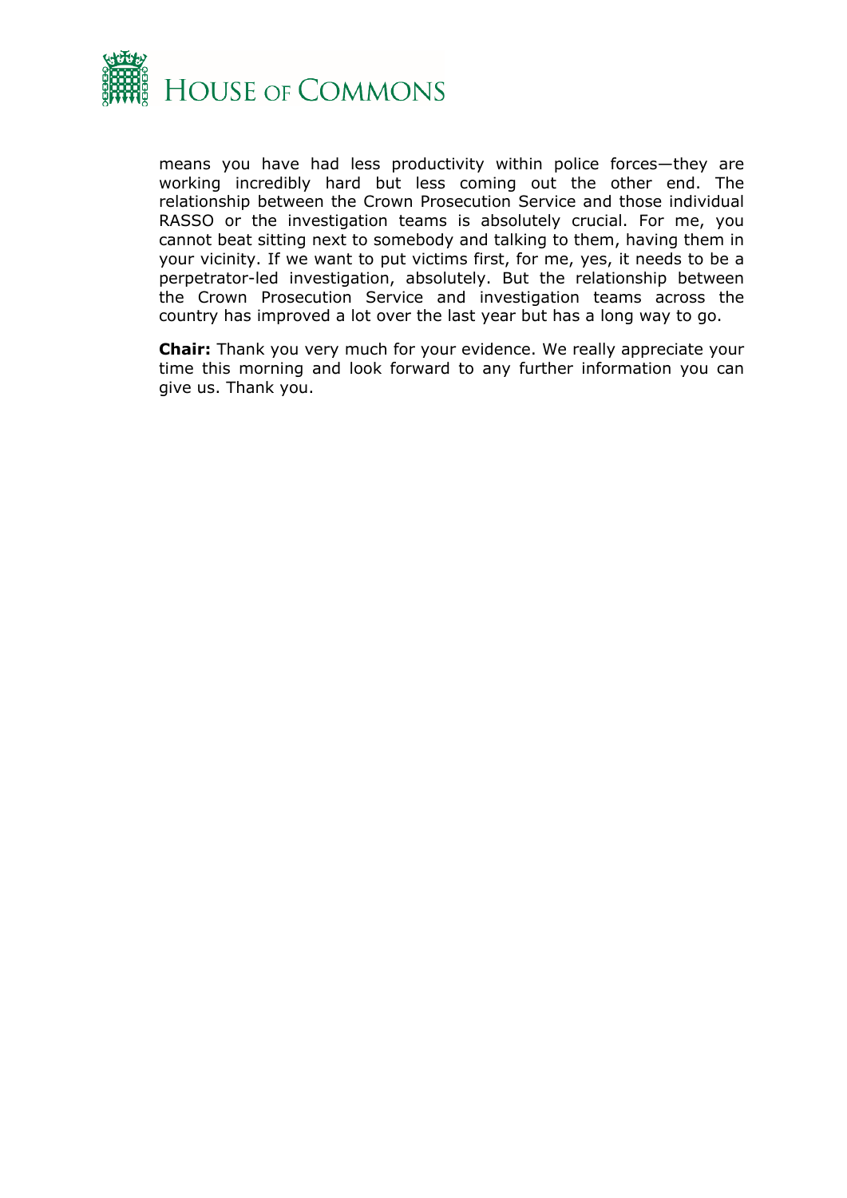means you have had less productivity within police forces—they are working incredibly hard but less coming out the other end. The relationship between the Crown Prosecution Service and those individual RASSO or the investigation teams is absolutely crucial. For me, you cannot beat sitting next to somebody and talking to them, having them in your vicinity. If we want to put victims first, for me, yes, it needs to be a perpetrator-led investigation, absolutely. But the relationship between the Crown Prosecution Service and investigation teams across the country has improved a lot over the last year but has a long way to go.

**Chair:** Thank you very much for your evidence. We really appreciate your time this morning and look forward to any further information you can give us. Thank you.